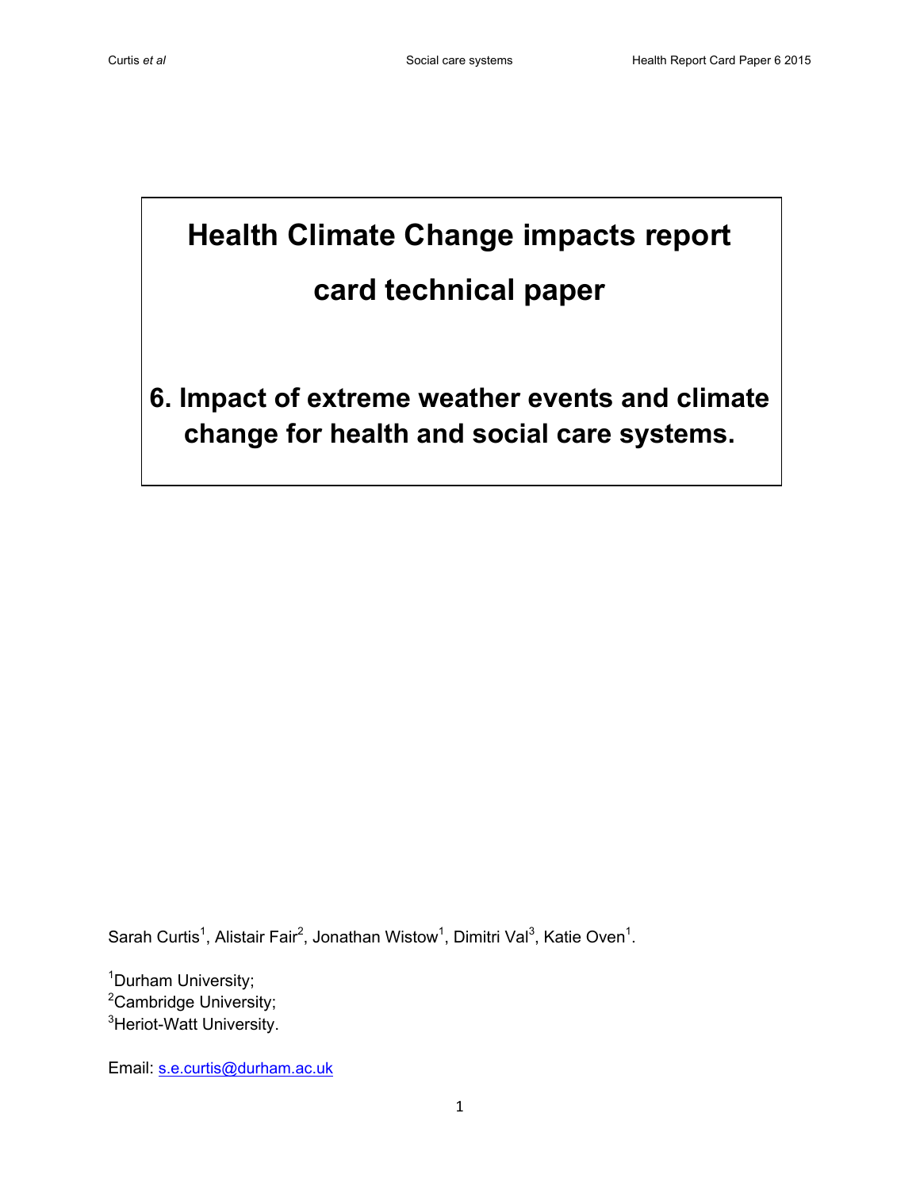# Health Climate Change impacts report card technical paper

## 6. Impact of extreme weather events and climate change for health and social care systems.

Sarah Curtis[1], Alistair Fair[2], Jonathan Wistow[1], Dimitri Val[3], Katie Oven[1].

[1]Durham University;
[2]Cambridge University;
[3]Heriot-Watt University.

Email: s.e.curtis@durham.ac.uk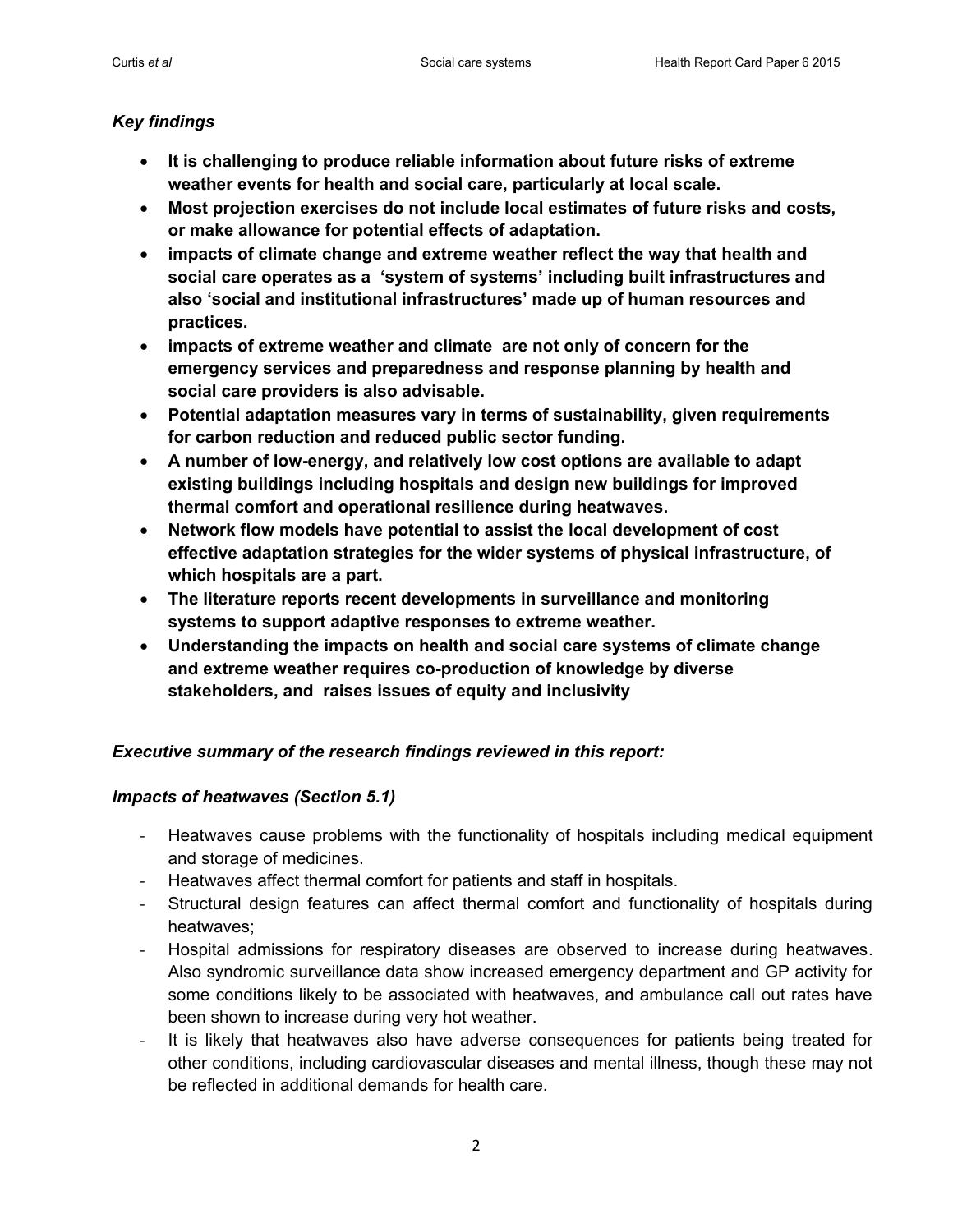### *Key findings*

- **It is challenging to produce reliable information about future risks of extreme weather events for health and social care, particularly at local scale.**
- **Most projection exercises do not include local estimates of future risks and costs, or make allowance for potential effects of adaptation.**
- **impacts of climate change and extreme weather reflect the way that health and social care operates as a 'system of systems' including built infrastructures and also 'social and institutional infrastructures' made up of human resources and practices.**
- **impacts of extreme weather and climate are not only of concern for the emergency services and preparedness and response planning by health and social care providers is also advisable.**
- **Potential adaptation measures vary in terms of sustainability, given requirements for carbon reduction and reduced public sector funding.**
- **A number of low-energy, and relatively low cost options are available to adapt existing buildings including hospitals and design new buildings for improved thermal comfort and operational resilience during heatwaves.**
- **Network flow models have potential to assist the local development of cost effective adaptation strategies for the wider systems of physical infrastructure, of which hospitals are a part.**
- **The literature reports recent developments in surveillance and monitoring systems to support adaptive responses to extreme weather.**
- **Understanding the impacts on health and social care systems of climate change and extreme weather requires co-production of knowledge by diverse stakeholders, and raises issues of equity and inclusivity**

### *Executive summary of the research findings reviewed in this report:*

### *Impacts of heatwaves (Section 5.1)*

- Heatwaves cause problems with the functionality of hospitals including medical equipment and storage of medicines.
- Heatwaves affect thermal comfort for patients and staff in hospitals.
- Structural design features can affect thermal comfort and functionality of hospitals during heatwaves;
- Hospital admissions for respiratory diseases are observed to increase during heatwaves. Also syndromic surveillance data show increased emergency department and GP activity for some conditions likely to be associated with heatwaves, and ambulance call out rates have been shown to increase during very hot weather.
- It is likely that heatwaves also have adverse consequences for patients being treated for other conditions, including cardiovascular diseases and mental illness, though these may not be reflected in additional demands for health care.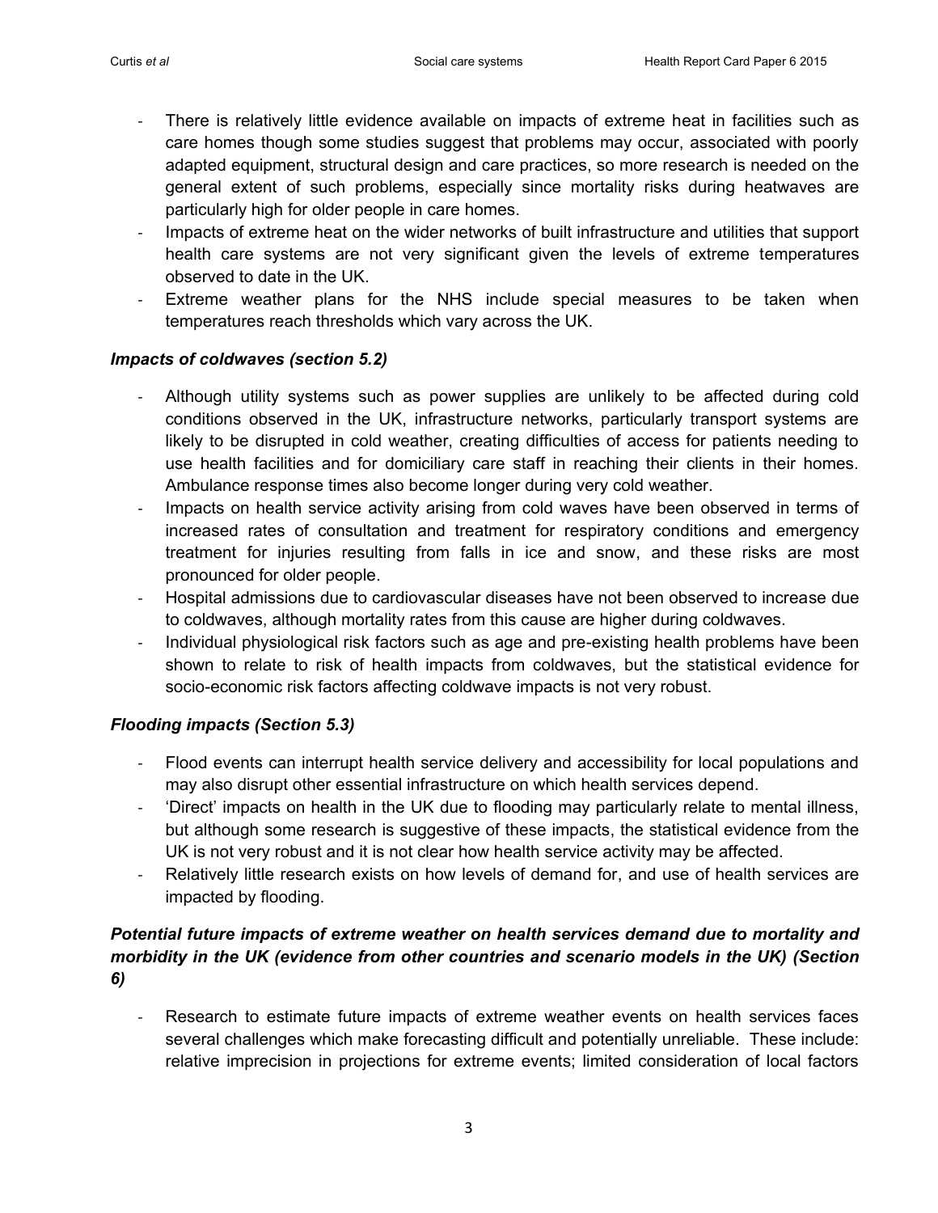- There is relatively little evidence available on impacts of extreme heat in facilities such as care homes though some studies suggest that problems may occur, associated with poorly adapted equipment, structural design and care practices, so more research is needed on the general extent of such problems, especially since mortality risks during heatwaves are particularly high for older people in care homes.
- Impacts of extreme heat on the wider networks of built infrastructure and utilities that support health care systems are not very significant given the levels of extreme temperatures observed to date in the UK.
- Extreme weather plans for the NHS include special measures to be taken when temperatures reach thresholds which vary across the UK.

***Impacts of coldwaves (section 5.2)***

- Although utility systems such as power supplies are unlikely to be affected during cold conditions observed in the UK, infrastructure networks, particularly transport systems are likely to be disrupted in cold weather, creating difficulties of access for patients needing to use health facilities and for domiciliary care staff in reaching their clients in their homes. Ambulance response times also become longer during very cold weather.
- Impacts on health service activity arising from cold waves have been observed in terms of increased rates of consultation and treatment for respiratory conditions and emergency treatment for injuries resulting from falls in ice and snow, and these risks are most pronounced for older people.
- Hospital admissions due to cardiovascular diseases have not been observed to increase due to coldwaves, although mortality rates from this cause are higher during coldwaves.
- Individual physiological risk factors such as age and pre-existing health problems have been shown to relate to risk of health impacts from coldwaves, but the statistical evidence for socio-economic risk factors affecting coldwave impacts is not very robust.

***Flooding impacts (Section 5.3)***

- Flood events can interrupt health service delivery and accessibility for local populations and may also disrupt other essential infrastructure on which health services depend.
- 'Direct' impacts on health in the UK due to flooding may particularly relate to mental illness, but although some research is suggestive of these impacts, the statistical evidence from the UK is not very robust and it is not clear how health service activity may be affected.
- Relatively little research exists on how levels of demand for, and use of health services are impacted by flooding.

***Potential future impacts of extreme weather on health services demand due to mortality and morbidity in the UK (evidence from other countries and scenario models in the UK) (Section 6)***

- Research to estimate future impacts of extreme weather events on health services faces several challenges which make forecasting difficult and potentially unreliable. These include: relative imprecision in projections for extreme events; limited consideration of local factors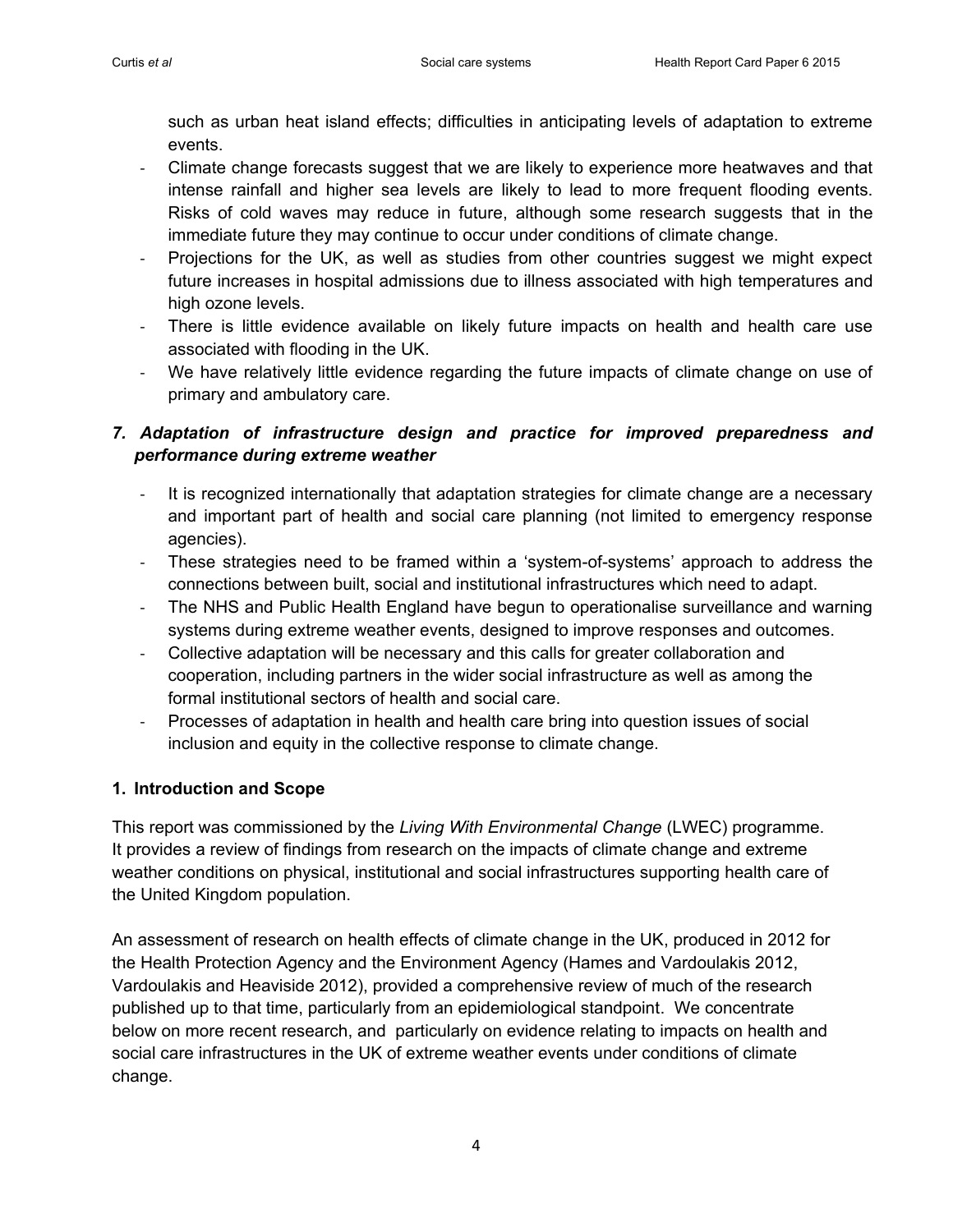such as urban heat island effects; difficulties in anticipating levels of adaptation to extreme events.

- Climate change forecasts suggest that we are likely to experience more heatwaves and that intense rainfall and higher sea levels are likely to lead to more frequent flooding events. Risks of cold waves may reduce in future, although some research suggests that in the immediate future they may continue to occur under conditions of climate change.
- Projections for the UK, as well as studies from other countries suggest we might expect future increases in hospital admissions due to illness associated with high temperatures and high ozone levels.
- There is little evidence available on likely future impacts on health and health care use associated with flooding in the UK.
- We have relatively little evidence regarding the future impacts of climate change on use of primary and ambulatory care.

### *7. Adaptation of infrastructure design and practice for improved preparedness and performance during extreme weather*

- It is recognized internationally that adaptation strategies for climate change are a necessary and important part of health and social care planning (not limited to emergency response agencies).
- These strategies need to be framed within a 'system-of-systems' approach to address the connections between built, social and institutional infrastructures which need to adapt.
- The NHS and Public Health England have begun to operationalise surveillance and warning systems during extreme weather events, designed to improve responses and outcomes.
- Collective adaptation will be necessary and this calls for greater collaboration and cooperation, including partners in the wider social infrastructure as well as among the formal institutional sectors of health and social care.
- Processes of adaptation in health and health care bring into question issues of social inclusion and equity in the collective response to climate change.

## 1. Introduction and Scope

This report was commissioned by the *Living With Environmental Change* (LWEC) programme. It provides a review of findings from research on the impacts of climate change and extreme weather conditions on physical, institutional and social infrastructures supporting health care of the United Kingdom population.

An assessment of research on health effects of climate change in the UK, produced in 2012 for the Health Protection Agency and the Environment Agency (Hames and Vardoulakis 2012, Vardoulakis and Heaviside 2012), provided a comprehensive review of much of the research published up to that time, particularly from an epidemiological standpoint. We concentrate below on more recent research, and particularly on evidence relating to impacts on health and social care infrastructures in the UK of extreme weather events under conditions of climate change.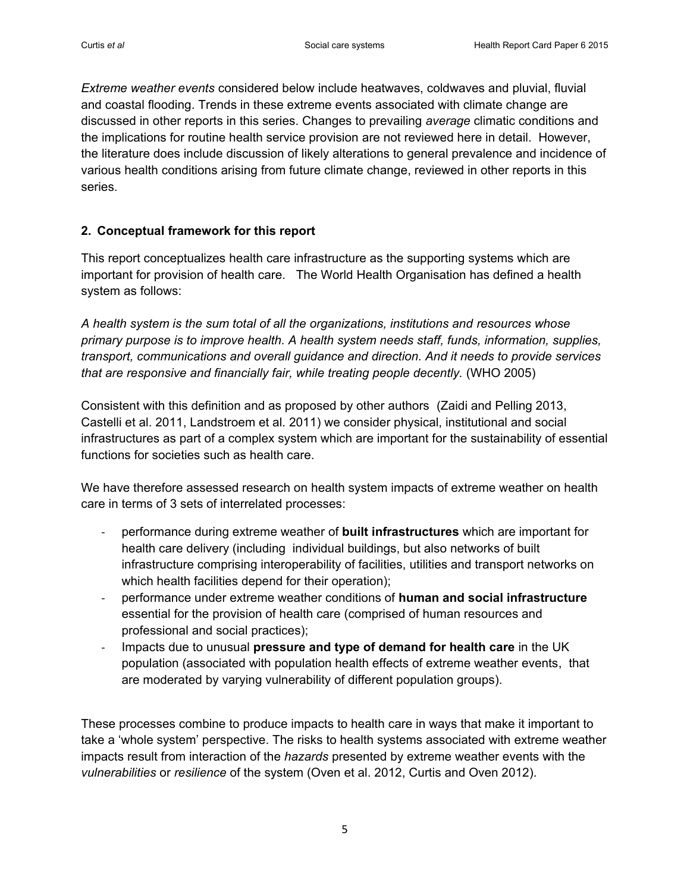*Extreme weather events* considered below include heatwaves, coldwaves and pluvial, fluvial and coastal flooding. Trends in these extreme events associated with climatic change are discussed in other reports in this series. Changes to prevailing *average* climatic conditions and the implications for routine health service provision are not reviewed here in detail. However, the literature does include discussion of likely alterations to general prevalence and incidence of various health conditions arising from future climate change, reviewed in other reports in this series.

## 2. Conceptual framework for this report

This report conceptualizes health care infrastructure as the supporting systems which are important for provision of health care. The World Health Organisation has defined a health system as follows:

*A health system is the sum total of all the organizations, institutions and resources whose primary purpose is to improve health. A health system needs staff, funds, information, supplies, transport, communications and overall guidance and direction. And it needs to provide services that are responsive and financially fair, while treating people decently.* (WHO 2005)

Consistent with this definition and as proposed by other authors (Zaidi and Pelling 2013, Castelli et al. 2011, Landstroem et al. 2011) we consider physical, institutional and social infrastructures as part of a complex system which are important for the sustainability of essential functions for societies such as health care.

We have therefore assessed research on health system impacts of extreme weather on health care in terms of 3 sets of interrelated processes:

- performance during extreme weather of **built infrastructures** which are important for health care delivery (including individual buildings, but also networks of built infrastructure comprising interoperability of facilities, utilities and transport networks on which health facilities depend for their operation);
- performance under extreme weather conditions of **human and social infrastructure** essential for the provision of health care (comprised of human resources and professional and social practices);
- Impacts due to unusual **pressure and type of demand for health care** in the UK population (associated with population health effects of extreme weather events, that are moderated by varying vulnerability of different population groups).

These processes combine to produce impacts to health care in ways that make it important to take a 'whole system' perspective. The risks to health systems associated with extreme weather impacts result from interaction of the *hazards* presented by extreme weather events with the *vulnerabilities* or *resilience* of the system (Oven et al. 2012, Curtis and Oven 2012).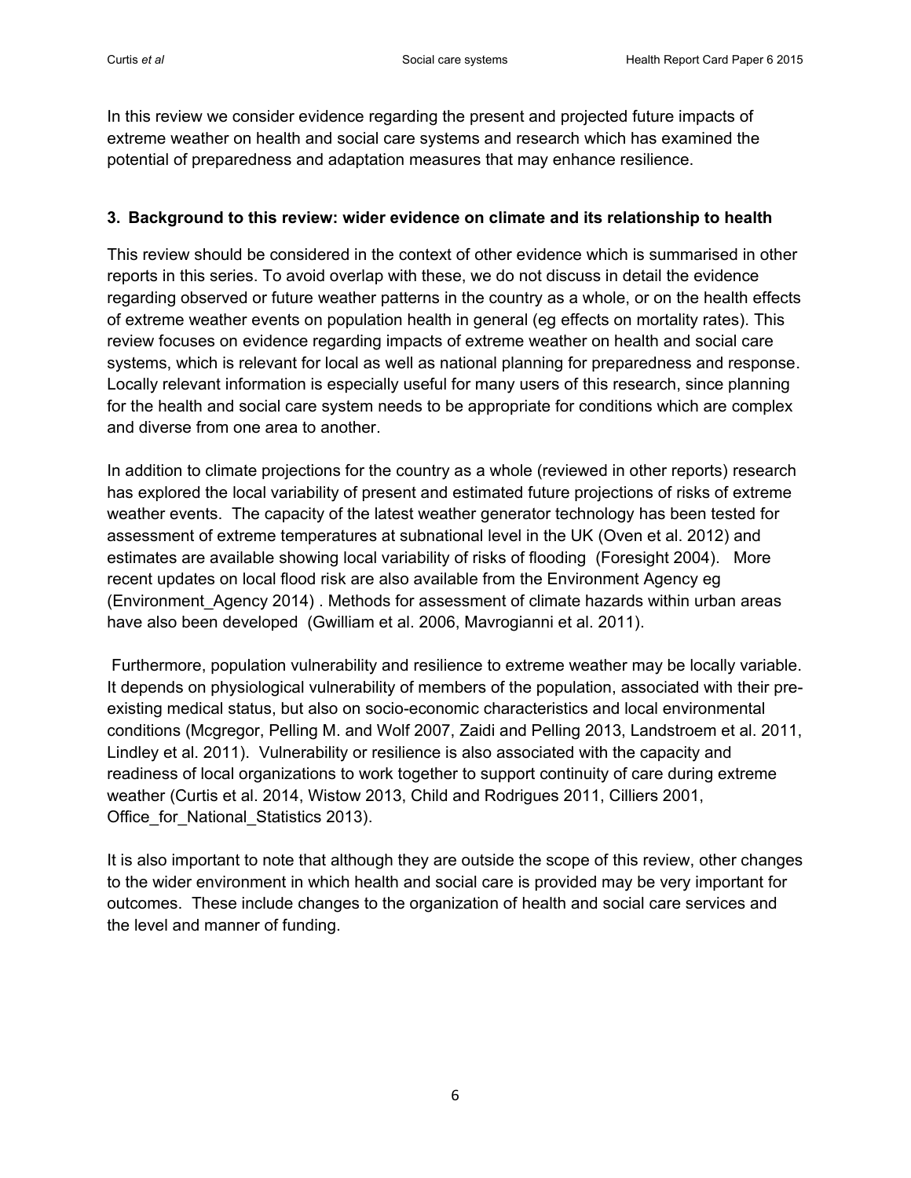In this review we consider evidence regarding the present and projected future impacts of extreme weather on health and social care systems and research which has examined the potential of preparedness and adaptation measures that may enhance resilience.

## 3. Background to this review: wider evidence on climate and its relationship to health

This review should be considered in the context of other evidence which is summarised in other reports in this series. To avoid overlap with these, we do not discuss in detail the evidence regarding observed or future weather patterns in the country as a whole, or on the health effects of extreme weather events on population health in general (eg effects on mortality rates). This review focuses on evidence regarding impacts of extreme weather on health and social care systems, which is relevant for local as well as national planning for preparedness and response. Locally relevant information is especially useful for many users of this research, since planning for the health and social care system needs to be appropriate for conditions which are complex and diverse from one area to another.

In addition to climate projections for the country as a whole (reviewed in other reports) research has explored the local variability of present and estimated future projections of risks of extreme weather events. The capacity of the latest weather generator technology has been tested for assessment of extreme temperatures at subnational level in the UK (Oven et al. 2012) and estimates are available showing local variability of risks of flooding (Foresight 2004). More recent updates on local flood risk are also available from the Environment Agency eg (Environment_Agency 2014) . Methods for assessment of climate hazards within urban areas have also been developed (Gwilliam et al. 2006, Mavrogianni et al. 2011).

Furthermore, population vulnerability and resilience to extreme weather may be locally variable. It depends on physiological vulnerability of members of the population, associated with their pre-existing medical status, but also on socio-economic characteristics and local environmental conditions (Mcgregor, Pelling M. and Wolf 2007, Zaidi and Pelling 2013, Landstroem et al. 2011, Lindley et al. 2011). Vulnerability or resilience is also associated with the capacity and readiness of local organizations to work together to support continuity of care during extreme weather (Curtis et al. 2014, Wistow 2013, Child and Rodrigues 2011, Cilliers 2001, Office_for_National_Statistics 2013).

It is also important to note that although they are outside the scope of this review, other changes to the wider environment in which health and social care is provided may be very important for outcomes. These include changes to the organization of health and social care services and the level and manner of funding.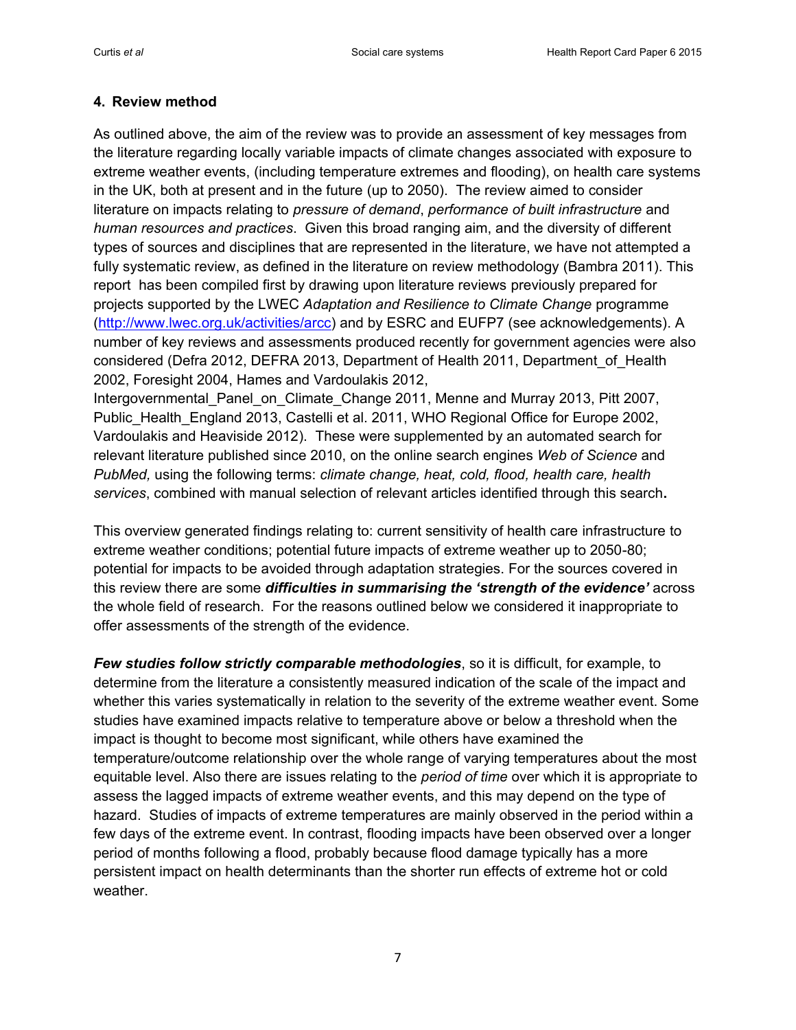## 4. Review method

As outlined above, the aim of the review was to provide an assessment of key messages from the literature regarding locally variable impacts of climate changes associated with exposure to extreme weather events, (including temperature extremes and flooding), on health care systems in the UK, both at present and in the future (up to 2050). The review aimed to consider literature on impacts relating to *pressure of demand*, *performance of built infrastructure* and *human resources and practices*. Given this broad ranging aim, and the diversity of different types of sources and disciplines that are represented in the literature, we have not attempted a fully systematic review, as defined in the literature on review methodology (Bambra 2011). This report has been compiled first by drawing upon literature reviews previously prepared for projects supported by the LWEC *Adaptation and Resilience to Climate Change* programme (http://www.lwec.org.uk/activities/arcc) and by ESRC and EUFP7 (see acknowledgements). A number of key reviews and assessments produced recently for government agencies were also considered (Defra 2012, DEFRA 2013, Department of Health 2011, Department_of_Health 2002, Foresight 2004, Hames and Vardoulakis 2012, Intergovernmental_Panel_on_Climate_Change 2011, Menne and Murray 2013, Pitt 2007, Public_Health_England 2013, Castelli et al. 2011, WHO Regional Office for Europe 2002, Vardoulakis and Heaviside 2012). These were supplemented by an automated search for relevant literature published since 2010, on the online search engines *Web of Science* and *PubMed,* using the following terms: *climate change, heat, cold, flood, health care, health services*, combined with manual selection of relevant articles identified through this search**.**

This overview generated findings relating to: current sensitivity of health care infrastructure to extreme weather conditions; potential future impacts of extreme weather up to 2050-80; potential for impacts to be avoided through adaptation strategies. For the sources covered in this review there are some ***difficulties in summarising the 'strength of the evidence'*** across the whole field of research. For the reasons outlined below we considered it inappropriate to offer assessments of the strength of the evidence.

***Few studies follow strictly comparable methodologies***, so it is difficult, for example, to determine from the literature a consistently measured indication of the scale of the impact and whether this varies systematically in relation to the severity of the extreme weather event. Some studies have examined impacts relative to temperature above or below a threshold when the impact is thought to become most significant, while others have examined the temperature/outcome relationship over the whole range of varying temperatures about the most equitable level. Also there are issues relating to the *period of time* over which it is appropriate to assess the lagged impacts of extreme weather events, and this may depend on the type of hazard. Studies of impacts of extreme temperatures are mainly observed in the period within a few days of the extreme event. In contrast, flooding impacts have been observed over a longer period of months following a flood, probably because flood damage typically has a more persistent impact on health determinants than the shorter run effects of extreme hot or cold weather.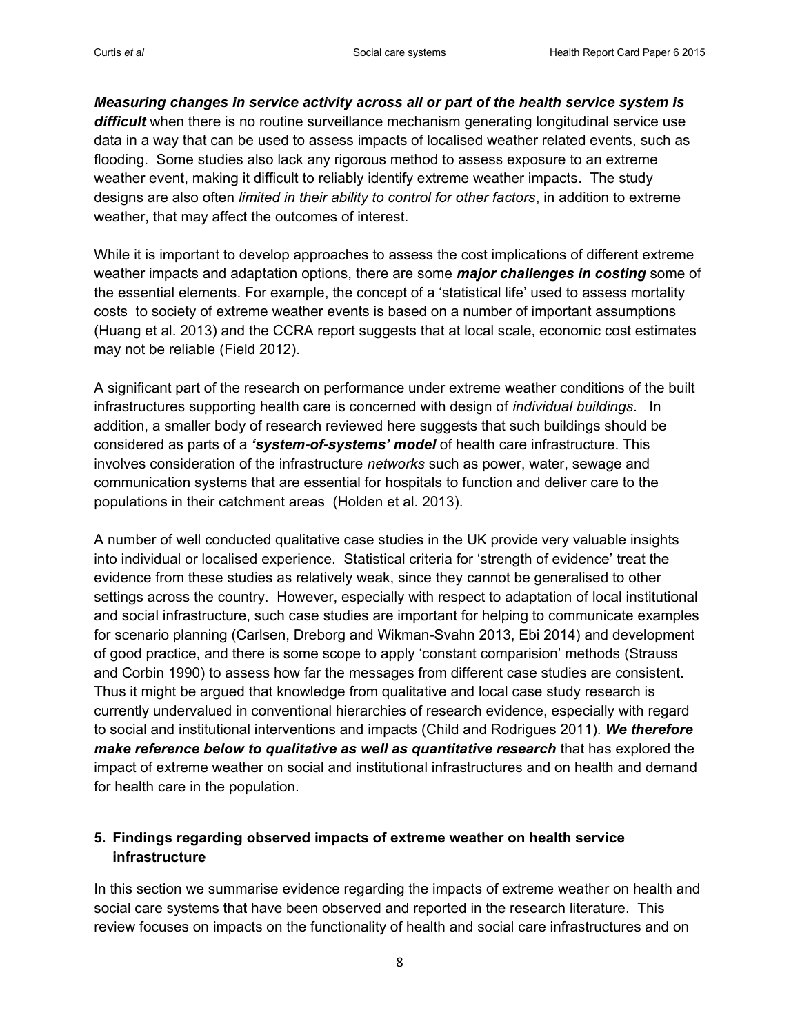***Measuring changes in service activity across all or part of the health service system is difficult*** when there is no routine surveillance mechanism generating longitudinal service use data in a way that can be used to assess impacts of localised weather related events, such as flooding. Some studies also lack any rigorous method to assess exposure to an extreme weather event, making it difficult to reliably identify extreme weather impacts. The study designs are also often *limited in their ability to control for other factors*, in addition to extreme weather, that may affect the outcomes of interest.

While it is important to develop approaches to assess the cost implications of different extreme weather impacts and adaptation options, there are some ***major challenges in costing*** some of the essential elements. For example, the concept of a 'statistical life' used to assess mortality costs to society of extreme weather events is based on a number of important assumptions (Huang et al. 2013) and the CCRA report suggests that at local scale, economic cost estimates may not be reliable (Field 2012).

A significant part of the research on performance under extreme weather conditions of the built infrastructures supporting health care is concerned with design of *individual buildings*. In addition, a smaller body of research reviewed here suggests that such buildings should be considered as parts of a ***'system-of-systems' model*** of health care infrastructure. This involves consideration of the infrastructure *networks* such as power, water, sewage and communication systems that are essential for hospitals to function and deliver care to the populations in their catchment areas (Holden et al. 2013).

A number of well conducted qualitative case studies in the UK provide very valuable insights into individual or localised experience. Statistical criteria for 'strength of evidence' treat the evidence from these studies as relatively weak, since they cannot be generalised to other settings across the country. However, especially with respect to adaptation of local institutional and social infrastructure, such case studies are important for helping to communicate examples for scenario planning (Carlsen, Dreborg and Wikman-Svahn 2013, Ebi 2014) and development of good practice, and there is some scope to apply 'constant comparision' methods (Strauss and Corbin 1990) to assess how far the messages from different case studies are consistent. Thus it might be argued that knowledge from qualitative and local case study research is currently undervalued in conventional hierarchies of research evidence, especially with regard to social and institutional interventions and impacts (Child and Rodrigues 2011). ***We therefore make reference below to qualitative as well as quantitative research*** that has explored the impact of extreme weather on social and institutional infrastructures and on health and demand for health care in the population.

## 5. Findings regarding observed impacts of extreme weather on health service infrastructure

In this section we summarise evidence regarding the impacts of extreme weather on health and social care systems that have been observed and reported in the research literature. This review focuses on impacts on the functionality of health and social care infrastructures and on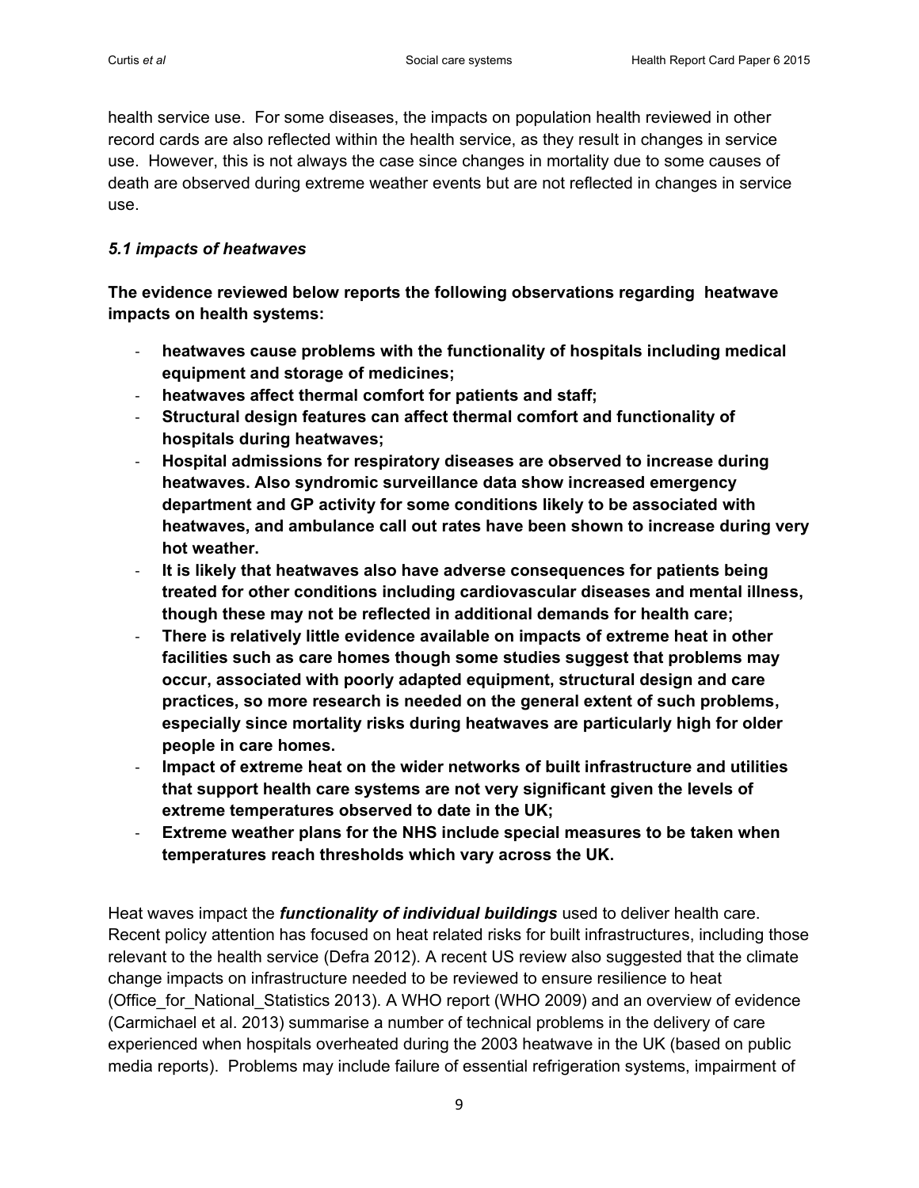health service use. For some diseases, the impacts on population health reviewed in other record cards are also reflected within the health service, as they result in changes in service use. However, this is not always the case since changes in mortality due to some causes of death are observed during extreme weather events but are not reflected in changes in service use.

### *5.1 impacts of heatwaves*

**The evidence reviewed below reports the following observations regarding heatwave impacts on health systems:**

- **heatwaves cause problems with the functionality of hospitals including medical equipment and storage of medicines;**
- **heatwaves affect thermal comfort for patients and staff;**
- **Structural design features can affect thermal comfort and functionality of hospitals during heatwaves;**
- **Hospital admissions for respiratory diseases are observed to increase during heatwaves. Also syndromic surveillance data show increased emergency department and GP activity for some conditions likely to be associated with heatwaves, and ambulance call out rates have been shown to increase during very hot weather.**
- **It is likely that heatwaves also have adverse consequences for patients being treated for other conditions including cardiovascular diseases and mental illness, though these may not be reflected in additional demands for health care;**
- **There is relatively little evidence available on impacts of extreme heat in other facilities such as care homes though some studies suggest that problems may occur, associated with poorly adapted equipment, structural design and care practices, so more research is needed on the general extent of such problems, especially since mortality risks during heatwaves are particularly high for older people in care homes.**
- **Impact of extreme heat on the wider networks of built infrastructure and utilities that support health care systems are not very significant given the levels of extreme temperatures observed to date in the UK;**
- **Extreme weather plans for the NHS include special measures to be taken when temperatures reach thresholds which vary across the UK.**

Heat waves impact the ***functionality of individual buildings*** used to deliver health care. Recent policy attention has focused on heat related risks for built infrastructures, including those relevant to the health service (Defra 2012). A recent US review also suggested that the climate change impacts on infrastructure needed to be reviewed to ensure resilience to heat (Office_for_National_Statistics 2013). A WHO report (WHO 2009) and an overview of evidence (Carmichael et al. 2013) summarise a number of technical problems in the delivery of care experienced when hospitals overheated during the 2003 heatwave in the UK (based on public media reports). Problems may include failure of essential refrigeration systems, impairment of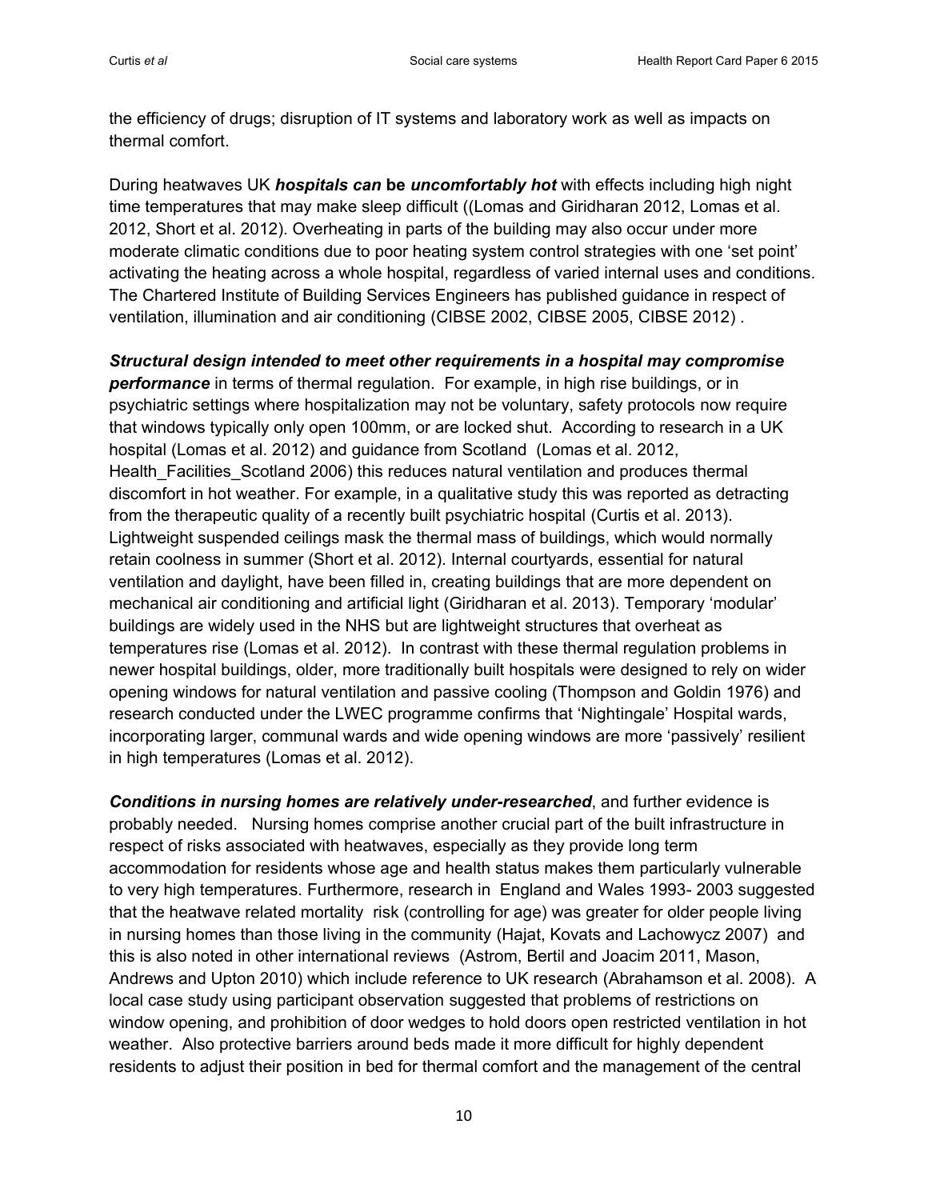the efficiency of drugs; disruption of IT systems and laboratory work as well as impacts on thermal comfort.

During heatwaves UK ***hospitals can* be *uncomfortably hot*** with effects including high night time temperatures that may make sleep difficult ((Lomas and Giridharan 2012, Lomas et al. 2012, Short et al. 2012). Overheating in parts of the building may also occur under more moderate climatic conditions due to poor heating system control strategies with one 'set point' activating the heating across a whole hospital, regardless of varied internal uses and conditions. The Chartered Institute of Building Services Engineers has published guidance in respect of ventilation, illumination and air conditioning (CIBSE 2002, CIBSE 2005, CIBSE 2012) .

***Structural design intended to meet other requirements in a hospital may compromise performance*** in terms of thermal regulation. For example, in high rise buildings, or in psychiatric settings where hospitalization may not be voluntary, safety protocols now require that windows typically only open 100mm, or are locked shut. According to research in a UK hospital (Lomas et al. 2012) and guidance from Scotland (Lomas et al. 2012, Health_Facilities_Scotland 2006) this reduces natural ventilation and produces thermal discomfort in hot weather. For example, in a qualitative study this was reported as detracting from the therapeutic quality of a recently built psychiatric hospital (Curtis et al. 2013). Lightweight suspended ceilings mask the thermal mass of buildings, which would normally retain coolness in summer (Short et al. 2012). Internal courtyards, essential for natural ventilation and daylight, have been filled in, creating buildings that are more dependent on mechanical air conditioning and artificial light (Giridharan et al. 2013). Temporary 'modular' buildings are widely used in the NHS but are lightweight structures that overheat as temperatures rise (Lomas et al. 2012). In contrast with these thermal regulation problems in newer hospital buildings, older, more traditionally built hospitals were designed to rely on wider opening windows for natural ventilation and passive cooling (Thompson and Goldin 1976) and research conducted under the LWEC programme confirms that 'Nightingale' Hospital wards, incorporating larger, communal wards and wide opening windows are more 'passively' resilient in high temperatures (Lomas et al. 2012).

***Conditions in nursing homes are relatively under-researched***, and further evidence is probably needed. Nursing homes comprise another crucial part of the built infrastructure in respect of risks associated with heatwaves, especially as they provide long term accommodation for residents whose age and health status makes them particularly vulnerable to very high temperatures. Furthermore, research in England and Wales 1993- 2003 suggested that the heatwave related mortality risk (controlling for age) was greater for older people living in nursing homes than those living in the community (Hajat, Kovats and Lachowycz 2007) and this is also noted in other international reviews (Astrom, Bertil and Joacim 2011, Mason, Andrews and Upton 2010) which include reference to UK research (Abrahamson et al. 2008). A local case study using participant observation suggested that problems of restrictions on window opening, and prohibition of door wedges to hold doors open restricted ventilation in hot weather. Also protective barriers around beds made it more difficult for highly dependent residents to adjust their position in bed for thermal comfort and the management of the central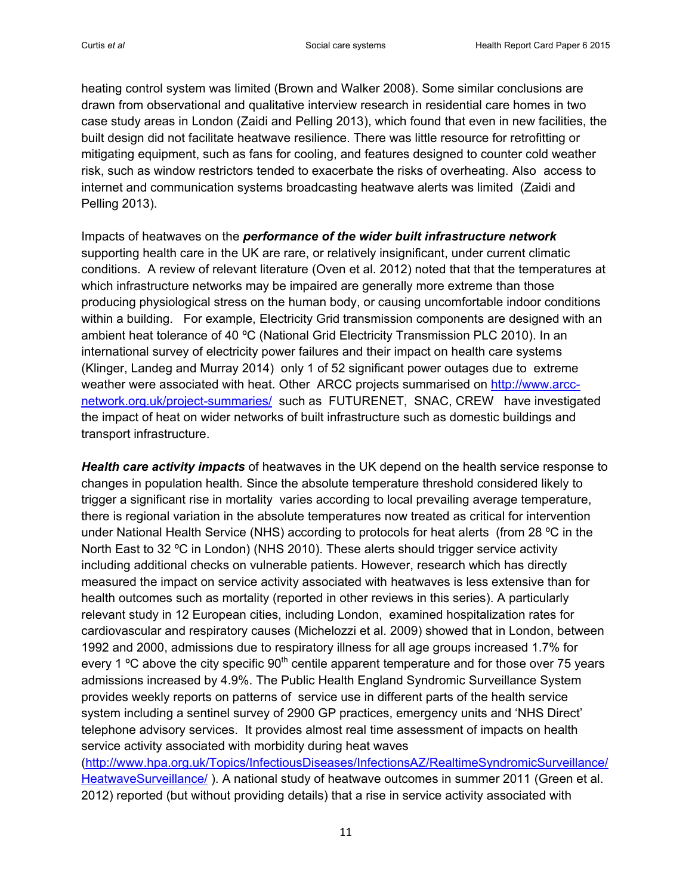heating control system was limited (Brown and Walker 2008). Some similar conclusions are drawn from observational and qualitative interview research in residential care homes in two case study areas in London (Zaidi and Pelling 2013), which found that even in new facilities, the built design did not facilitate heatwave resilience. There was little resource for retrofitting or mitigating equipment, such as fans for cooling, and features designed to counter cold weather risk, such as window restrictors tended to exacerbate the risks of overheating. Also access to internet and communication systems broadcasting heatwave alerts was limited (Zaidi and Pelling 2013).

Impacts of heatwaves on the ***performance of the wider built infrastructure network*** supporting health care in the UK are rare, or relatively insignificant, under current climatic conditions. A review of relevant literature (Oven et al. 2012) noted that that the temperatures at which infrastructure networks may be impaired are generally more extreme than those producing physiological stress on the human body, or causing uncomfortable indoor conditions within a building. For example, Electricity Grid transmission components are designed with an ambient heat tolerance of 40 ºC (National Grid Electricity Transmission PLC 2010). In an international survey of electricity power failures and their impact on health care systems (Klinger, Landeg and Murray 2014) only 1 of 52 significant power outages due to extreme weather were associated with heat. Other ARCC projects summarised on [http://www.arcc-network.org.uk/project-summaries/](http://www.arcc-network.org.uk/project-summaries/) such as FUTURENET, SNAC, CREW have investigated the impact of heat on wider networks of built infrastructure such as domestic buildings and transport infrastructure.

***Health care activity impacts*** of heatwaves in the UK depend on the health service response to changes in population health. Since the absolute temperature threshold considered likely to trigger a significant rise in mortality varies according to local prevailing average temperature, there is regional variation in the absolute temperatures now treated as critical for intervention under National Health Service (NHS) according to protocols for heat alerts (from 28 ºC in the North East to 32 ºC in London) (NHS 2010). These alerts should trigger service activity including additional checks on vulnerable patients. However, research which has directly measured the impact on service activity associated with heatwaves is less extensive than for health outcomes such as mortality (reported in other reviews in this series). A particularly relevant study in 12 European cities, including London, examined hospitalization rates for cardiovascular and respiratory causes (Michelozzi et al. 2009) showed that in London, between 1992 and 2000, admissions due to respiratory illness for all age groups increased 1.7% for every 1 ºC above the city specific 90$^{th}$ centile apparent temperature and for those over 75 years admissions increased by 4.9%. The Public Health England Syndromic Surveillance System provides weekly reports on patterns of service use in different parts of the health service system including a sentinel survey of 2900 GP practices, emergency units and 'NHS Direct' telephone advisory services. It provides almost real time assessment of impacts on health service activity associated with morbidity during heat waves ([http://www.hpa.org.uk/Topics/InfectiousDiseases/InfectionsAZ/RealtimeSyndromicSurveillance/HeatwaveSurveillance/](http://www.hpa.org.uk/Topics/InfectiousDiseases/InfectionsAZ/RealtimeSyndromicSurveillance/HeatwaveSurveillance/) ). A national study of heatwave outcomes in summer 2011 (Green et al. 2012) reported (but without providing details) that a rise in service activity associated with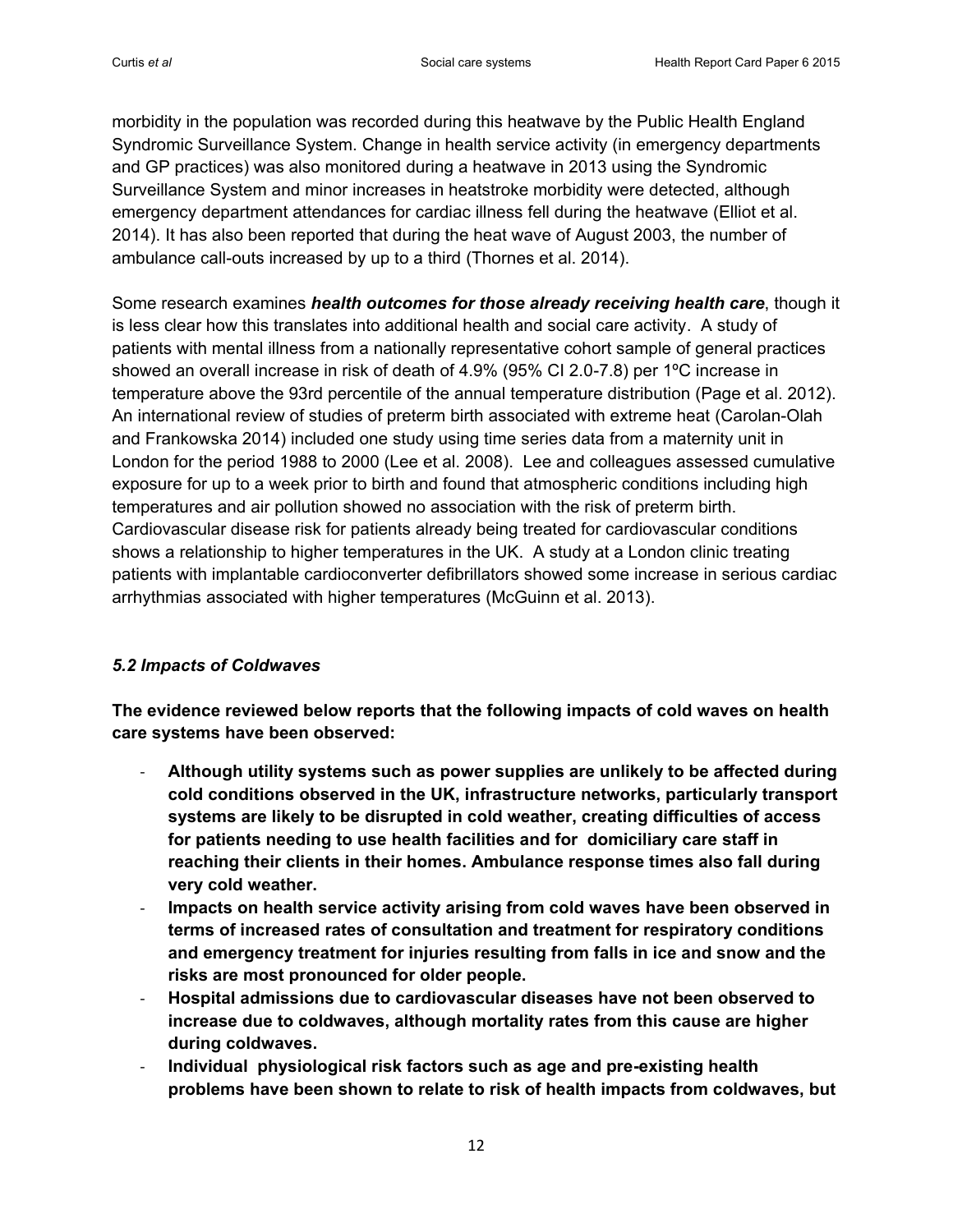morbidity in the population was recorded during this heatwave by the Public Health England Syndromic Surveillance System. Change in health service activity (in emergency departments and GP practices) was also monitored during a heatwave in 2013 using the Syndromic Surveillance System and minor increases in heatstroke morbidity were detected, although emergency department attendances for cardiac illness fell during the heatwave (Elliot et al. 2014). It has also been reported that during the heat wave of August 2003, the number of ambulance call-outs increased by up to a third (Thornes et al. 2014).

Some research examines ***health outcomes for those already receiving health care***, though it is less clear how this translates into additional health and social care activity. A study of patients with mental illness from a nationally representative cohort sample of general practices showed an overall increase in risk of death of 4.9% (95% CI 2.0-7.8) per 1ºC increase in temperature above the 93rd percentile of the annual temperature distribution (Page et al. 2012). An international review of studies of preterm birth associated with extreme heat (Carolan-Olah and Frankowska 2014) included one study using time series data from a maternity unit in London for the period 1988 to 2000 (Lee et al. 2008). Lee and colleagues assessed cumulative exposure for up to a week prior to birth and found that atmospheric conditions including high temperatures and air pollution showed no association with the risk of preterm birth. Cardiovascular disease risk for patients already being treated for cardiovascular conditions shows a relationship to higher temperatures in the UK. A study at a London clinic treating patients with implantable cardioconverter defibrillators showed some increase in serious cardiac arrhythmias associated with higher temperatures (McGuinn et al. 2013).

### *5.2 Impacts of Coldwaves*

**The evidence reviewed below reports that the following impacts of cold waves on health care systems have been observed:**

- **Although utility systems such as power supplies are unlikely to be affected during cold conditions observed in the UK, infrastructure networks, particularly transport systems are likely to be disrupted in cold weather, creating difficulties of access for patients needing to use health facilities and for domiciliary care staff in reaching their clients in their homes. Ambulance response times also fall during very cold weather.**
- **Impacts on health service activity arising from cold waves have been observed in terms of increased rates of consultation and treatment for respiratory conditions and emergency treatment for injuries resulting from falls in ice and snow and the risks are most pronounced for older people.**
- **Hospital admissions due to cardiovascular diseases have not been observed to increase due to coldwaves, although mortality rates from this cause are higher during coldwaves.**
- **Individual physiological risk factors such as age and pre-existing health problems have been shown to relate to risk of health impacts from coldwaves, but**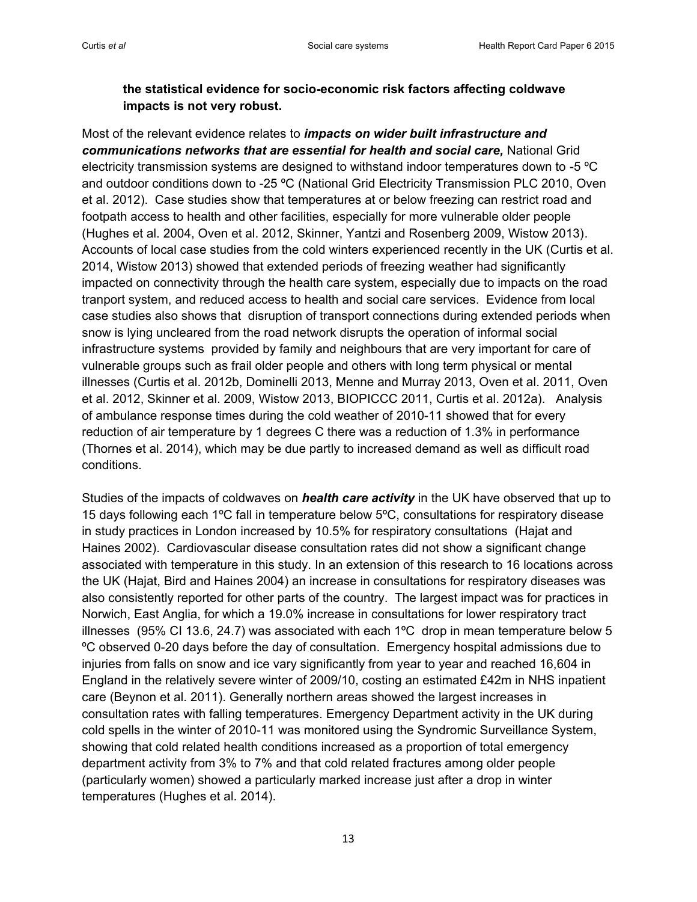**the statistical evidence for socio-economic risk factors affecting coldwave impacts is not very robust.**

Most of the relevant evidence relates to ***impacts on wider built infrastructure and communications networks that are essential for health and social care,*** National Grid electricity transmission systems are designed to withstand indoor temperatures down to -5 ºC and outdoor conditions down to -25 ºC (National Grid Electricity Transmission PLC 2010, Oven et al. 2012). Case studies show that temperatures at or below freezing can restrict road and footpath access to health and other facilities, especially for more vulnerable older people (Hughes et al. 2004, Oven et al. 2012, Skinner, Yantzi and Rosenberg 2009, Wistow 2013). Accounts of local case studies from the cold winters experienced recently in the UK (Curtis et al. 2014, Wistow 2013) showed that extended periods of freezing weather had significantly impacted on connectivity through the health care system, especially due to impacts on the road tranport system, and reduced access to health and social care services. Evidence from local case studies also shows that disruption of transport connections during extended periods when snow is lying uncleared from the road network disrupts the operation of informal social infrastructure systems provided by family and neighbours that are very important for care of vulnerable groups such as frail older people and others with long term physical or mental illnesses (Curtis et al. 2012b, Dominelli 2013, Menne and Murray 2013, Oven et al. 2011, Oven et al. 2012, Skinner et al. 2009, Wistow 2013, BIOPICCC 2011, Curtis et al. 2012a). Analysis of ambulance response times during the cold weather of 2010-11 showed that for every reduction of air temperature by 1 degrees C there was a reduction of 1.3% in performance (Thornes et al. 2014), which may be due partly to increased demand as well as difficult road conditions.

Studies of the impacts of coldwaves on ***health care activity*** in the UK have observed that up to 15 days following each 1ºC fall in temperature below 5ºC, consultations for respiratory disease in study practices in London increased by 10.5% for respiratory consultations (Hajat and Haines 2002). Cardiovascular disease consultation rates did not show a significant change associated with temperature in this study. In an extension of this research to 16 locations across the UK (Hajat, Bird and Haines 2004) an increase in consultations for respiratory diseases was also consistently reported for other parts of the country. The largest impact was for practices in Norwich, East Anglia, for which a 19.0% increase in consultations for lower respiratory tract illnesses (95% CI 13.6, 24.7) was associated with each 1ºC drop in mean temperature below 5 ºC observed 0-20 days before the day of consultation. Emergency hospital admissions due to injuries from falls on snow and ice vary significantly from year to year and reached 16,604 in England in the relatively severe winter of 2009/10, costing an estimated £42m in NHS inpatient care (Beynon et al. 2011). Generally northern areas showed the largest increases in consultation rates with falling temperatures. Emergency Department activity in the UK during cold spells in the winter of 2010-11 was monitored using the Syndromic Surveillance System, showing that cold related health conditions increased as a proportion of total emergency department activity from 3% to 7% and that cold related fractures among older people (particularly women) showed a particularly marked increase just after a drop in winter temperatures (Hughes et al. 2014).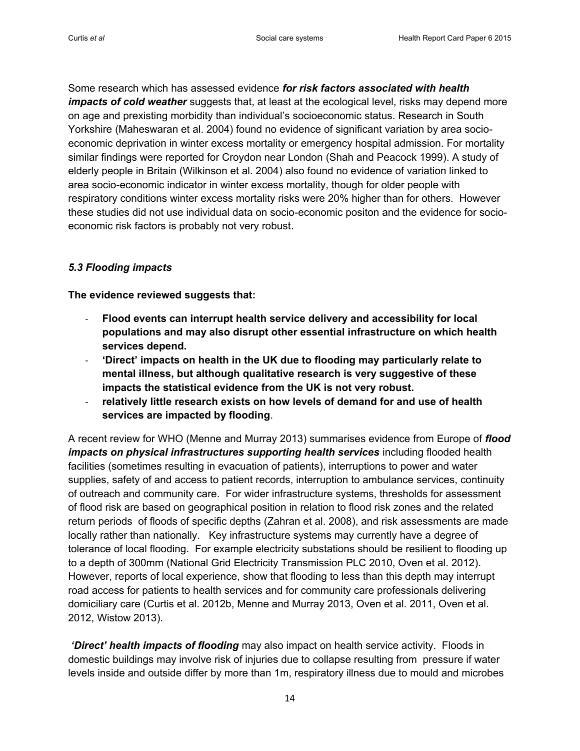Some research which has assessed evidence ***for risk factors associated with health impacts of cold weather*** suggests that, at least at the ecological level, risks may depend more on age and prexisting morbidity than individual's socioeconomic status. Research in South Yorkshire (Maheswaran et al. 2004) found no evidence of significant variation by area socio-economic deprivation in winter excess mortality or emergency hospital admission. For mortality similar findings were reported for Croydon near London (Shah and Peacock 1999). A study of elderly people in Britain (Wilkinson et al. 2004) also found no evidence of variation linked to area socio-economic indicator in winter excess mortality, though for older people with respiratory conditions winter excess mortality risks were 20% higher than for others. However these studies did not use individual data on socio-economic positon and the evidence for socio-economic risk factors is probably not very robust.

### *5.3 Flooding impacts*

**The evidence reviewed suggests that:**

- **Flood events can interrupt health service delivery and accessibility for local populations and may also disrupt other essential infrastructure on which health services depend.**
- **'Direct' impacts on health in the UK due to flooding may particularly relate to mental illness, but although qualitative research is very suggestive of these impacts the statistical evidence from the UK is not very robust.**
- **relatively little research exists on how levels of demand for and use of health services are impacted by flooding**.

A recent review for WHO (Menne and Murray 2013) summarises evidence from Europe of ***flood impacts on physical infrastructures supporting health services*** including flooded health facilities (sometimes resulting in evacuation of patients), interruptions to power and water supplies, safety of and access to patient records, interruption to ambulance services, continuity of outreach and community care. For wider infrastructure systems, thresholds for assessment of flood risk are based on geographical position in relation to flood risk zones and the related return periods of floods of specific depths (Zahran et al. 2008), and risk assessments are made locally rather than nationally. Key infrastructure systems may currently have a degree of tolerance of local flooding. For example electricity substations should be resilient to flooding up to a depth of 300mm (National Grid Electricity Transmission PLC 2010, Oven et al. 2012). However, reports of local experience, show that flooding to less than this depth may interrupt road access for patients to health services and for community care professionals delivering domiciliary care (Curtis et al. 2012b, Menne and Murray 2013, Oven et al. 2011, Oven et al. 2012, Wistow 2013).

***'Direct' health impacts of flooding*** may also impact on health service activity. Floods in domestic buildings may involve risk of injuries due to collapse resulting from pressure if water levels inside and outside differ by more than 1m, respiratory illness due to mould and microbes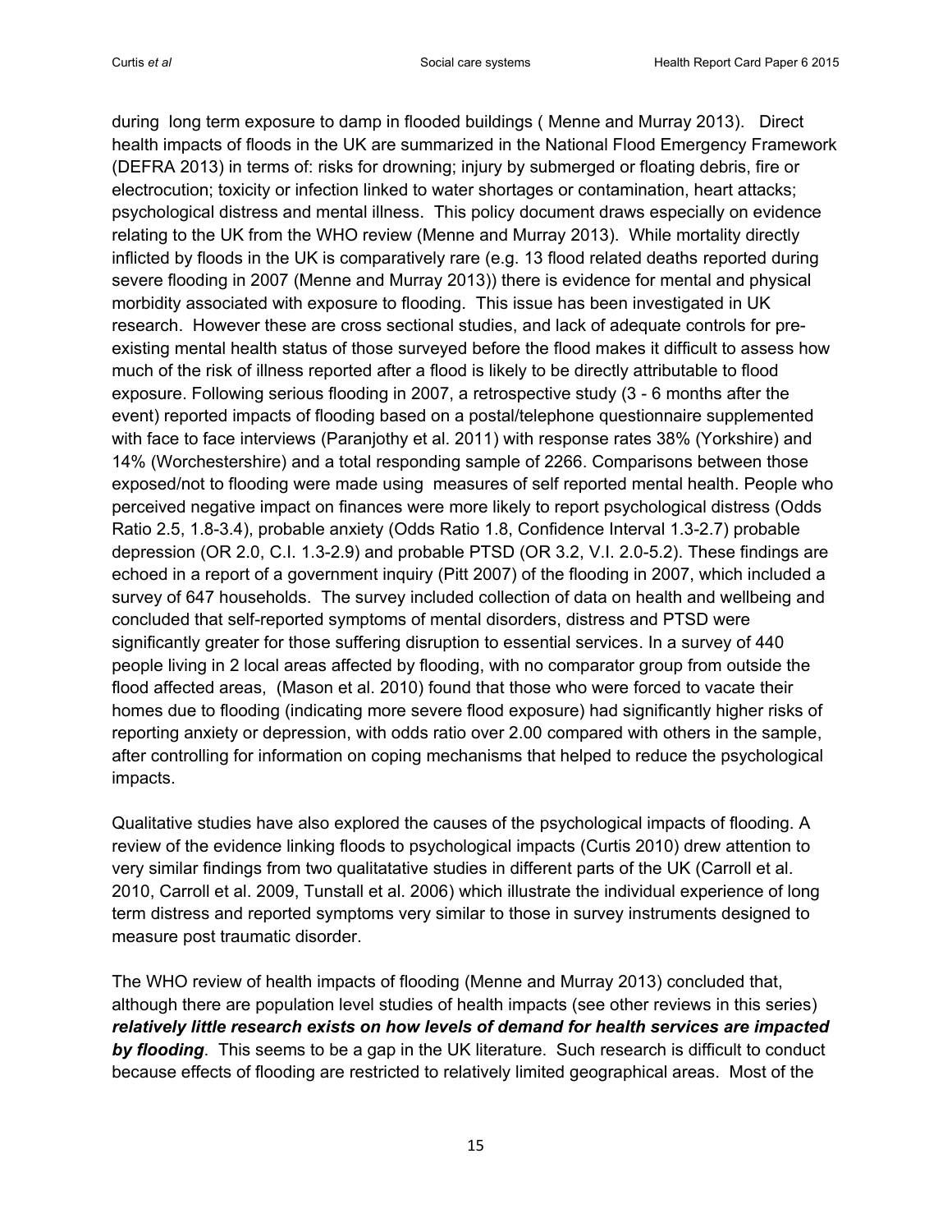during long term exposure to damp in flooded buildings ( Menne and Murray 2013). Direct health impacts of floods in the UK are summarized in the National Flood Emergency Framework (DEFRA 2013) in terms of: risks for drowning; injury by submerged or floating debris, fire or electrocution; toxicity or infection linked to water shortages or contamination, heart attacks; psychological distress and mental illness. This policy document draws especially on evidence relating to the UK from the WHO review (Menne and Murray 2013). While mortality directly inflicted by floods in the UK is comparatively rare (e.g. 13 flood related deaths reported during severe flooding in 2007 (Menne and Murray 2013)) there is evidence for mental and physical morbidity associated with exposure to flooding. This issue has been investigated in UK research. However these are cross sectional studies, and lack of adequate controls for pre-existing mental health status of those surveyed before the flood makes it difficult to assess how much of the risk of illness reported after a flood is likely to be directly attributable to flood exposure. Following serious flooding in 2007, a retrospective study (3 - 6 months after the event) reported impacts of flooding based on a postal/telephone questionnaire supplemented with face to face interviews (Paranjothy et al. 2011) with response rates 38% (Yorkshire) and 14% (Worchestershire) and a total responding sample of 2266. Comparisons between those exposed/not to flooding were made using measures of self reported mental health. People who perceived negative impact on finances were more likely to report psychological distress (Odds Ratio 2.5, 1.8-3.4), probable anxiety (Odds Ratio 1.8, Confidence Interval 1.3-2.7) probable depression (OR 2.0, C.I. 1.3-2.9) and probable PTSD (OR 3.2, V.I. 2.0-5.2). These findings are echoed in a report of a government inquiry (Pitt 2007) of the flooding in 2007, which included a survey of 647 households. The survey included collection of data on health and wellbeing and concluded that self-reported symptoms of mental disorders, distress and PTSD were significantly greater for those suffering disruption to essential services. In a survey of 440 people living in 2 local areas affected by flooding, with no comparator group from outside the flood affected areas, (Mason et al. 2010) found that those who were forced to vacate their homes due to flooding (indicating more severe flood exposure) had significantly higher risks of reporting anxiety or depression, with odds ratio over 2.00 compared with others in the sample, after controlling for information on coping mechanisms that helped to reduce the psychological impacts.

Qualitative studies have also explored the causes of the psychological impacts of flooding. A review of the evidence linking floods to psychological impacts (Curtis 2010) drew attention to very similar findings from two qualitatative studies in different parts of the UK (Carroll et al. 2010, Carroll et al. 2009, Tunstall et al. 2006) which illustrate the individual experience of long term distress and reported symptoms very similar to those in survey instruments designed to measure post traumatic disorder.

The WHO review of health impacts of flooding (Menne and Murray 2013) concluded that, although there are population level studies of health impacts (see other reviews in this series) ***relatively little research exists on how levels of demand for health services are impacted by flooding***. This seems to be a gap in the UK literature. Such research is difficult to conduct because effects of flooding are restricted to relatively limited geographical areas. Most of the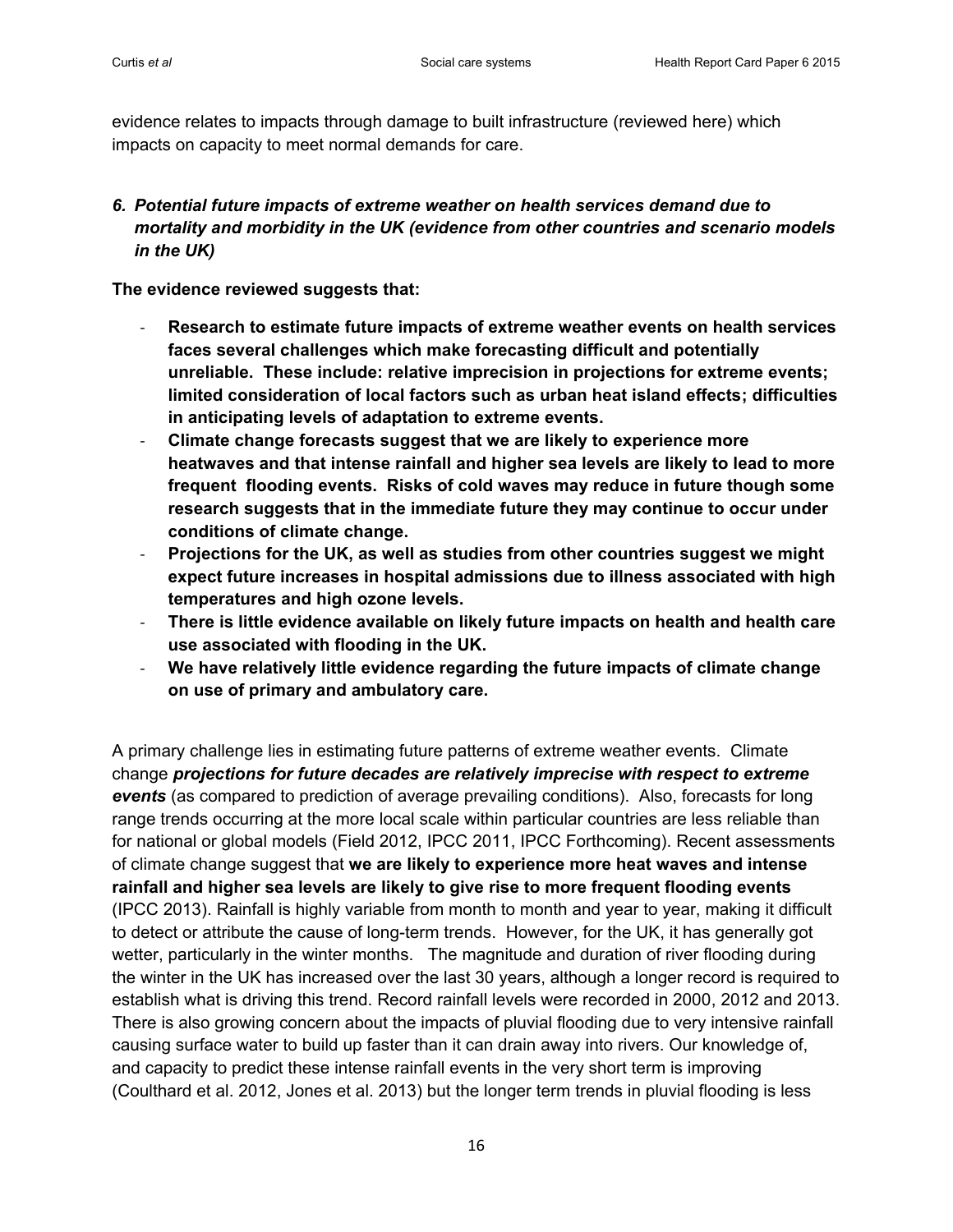evidence relates to impacts through damage to built infrastructure (reviewed here) which impacts on capacity to meet normal demands for care.

### *6. Potential future impacts of extreme weather on health services demand due to mortality and morbidity in the UK (evidence from other countries and scenario models in the UK)*

**The evidence reviewed suggests that:**

- **Research to estimate future impacts of extreme weather events on health services faces several challenges which make forecasting difficult and potentially unreliable. These include: relative imprecision in projections for extreme events; limited consideration of local factors such as urban heat island effects; difficulties in anticipating levels of adaptation to extreme events.**
- **Climate change forecasts suggest that we are likely to experience more heatwaves and that intense rainfall and higher sea levels are likely to lead to more frequent flooding events. Risks of cold waves may reduce in future though some research suggests that in the immediate future they may continue to occur under conditions of climate change.**
- **Projections for the UK, as well as studies from other countries suggest we might expect future increases in hospital admissions due to illness associated with high temperatures and high ozone levels.**
- **There is little evidence available on likely future impacts on health and health care use associated with flooding in the UK.**
- **We have relatively little evidence regarding the future impacts of climate change on use of primary and ambulatory care.**

A primary challenge lies in estimating future patterns of extreme weather events. Climate change ***projections for future decades are relatively imprecise with respect to extreme events*** (as compared to prediction of average prevailing conditions). Also, forecasts for long range trends occurring at the more local scale within particular countries are less reliable than for national or global models (Field 2012, IPCC 2011, IPCC Forthcoming). Recent assessments of climate change suggest that **we are likely to experience more heat waves and intense rainfall and higher sea levels are likely to give rise to more frequent flooding events** (IPCC 2013). Rainfall is highly variable from month to month and year to year, making it difficult to detect or attribute the cause of long-term trends. However, for the UK, it has generally got wetter, particularly in the winter months. The magnitude and duration of river flooding during the winter in the UK has increased over the last 30 years, although a longer record is required to establish what is driving this trend. Record rainfall levels were recorded in 2000, 2012 and 2013. There is also growing concern about the impacts of pluvial flooding due to very intensive rainfall causing surface water to build up faster than it can drain away into rivers. Our knowledge of, and capacity to predict these intense rainfall events in the very short term is improving (Coulthard et al. 2012, Jones et al. 2013) but the longer term trends in pluvial flooding is less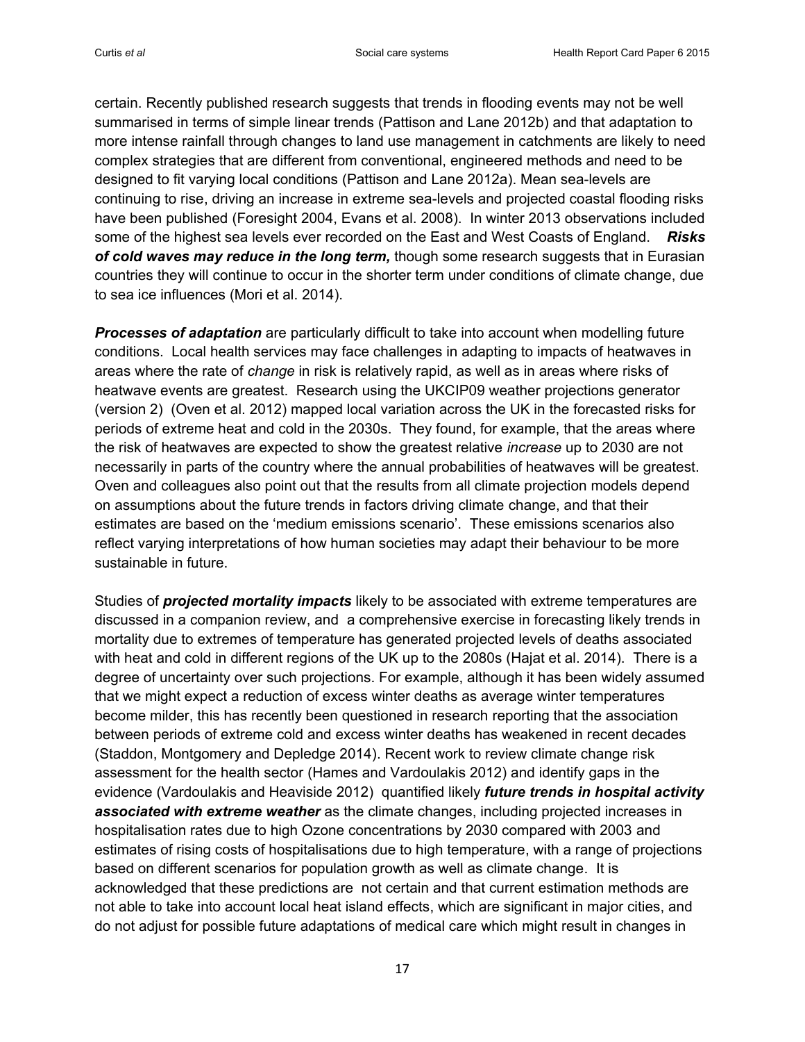certain. Recently published research suggests that trends in flooding events may not be well summarised in terms of simple linear trends (Pattison and Lane 2012b) and that adaptation to more intense rainfall through changes to land use management in catchments are likely to need complex strategies that are different from conventional, engineered methods and need to be designed to fit varying local conditions (Pattison and Lane 2012a). Mean sea-levels are continuing to rise, driving an increase in extreme sea-levels and projected coastal flooding risks have been published (Foresight 2004, Evans et al. 2008). In winter 2013 observations included some of the highest sea levels ever recorded on the East and West Coasts of England. ***Risks of cold waves may reduce in the long term,*** though some research suggests that in Eurasian countries they will continue to occur in the shorter term under conditions of climate change, due to sea ice influences (Mori et al. 2014).

***Processes of adaptation*** are particularly difficult to take into account when modelling future conditions. Local health services may face challenges in adapting to impacts of heatwaves in areas where the rate of *change* in risk is relatively rapid, as well as in areas where risks of heatwave events are greatest. Research using the UKCIP09 weather projections generator (version 2) (Oven et al. 2012) mapped local variation across the UK in the forecasted risks for periods of extreme heat and cold in the 2030s. They found, for example, that the areas where the risk of heatwaves are expected to show the greatest relative *increase* up to 2030 are not necessarily in parts of the country where the annual probabilities of heatwaves will be greatest. Oven and colleagues also point out that the results from all climate projection models depend on assumptions about the future trends in factors driving climate change, and that their estimates are based on the 'medium emissions scenario'. These emissions scenarios also reflect varying interpretations of how human societies may adapt their behaviour to be more sustainable in future.

Studies of ***projected mortality impacts*** likely to be associated with extreme temperatures are discussed in a companion review, and a comprehensive exercise in forecasting likely trends in mortality due to extremes of temperature has generated projected levels of deaths associated with heat and cold in different regions of the UK up to the 2080s (Hajat et al. 2014). There is a degree of uncertainty over such projections. For example, although it has been widely assumed that we might expect a reduction of excess winter deaths as average winter temperatures become milder, this has recently been questioned in research reporting that the association between periods of extreme cold and excess winter deaths has weakened in recent decades (Staddon, Montgomery and Depledge 2014). Recent work to review climate change risk assessment for the health sector (Hames and Vardoulakis 2012) and identify gaps in the evidence (Vardoulakis and Heaviside 2012) quantified likely ***future trends in hospital activity associated with extreme weather*** as the climate changes, including projected increases in hospitalisation rates due to high Ozone concentrations by 2030 compared with 2003 and estimates of rising costs of hospitalisations due to high temperature, with a range of projections based on different scenarios for population growth as well as climate change. It is acknowledged that these predictions are not certain and that current estimation methods are not able to take into account local heat island effects, which are significant in major cities, and do not adjust for possible future adaptations of medical care which might result in changes in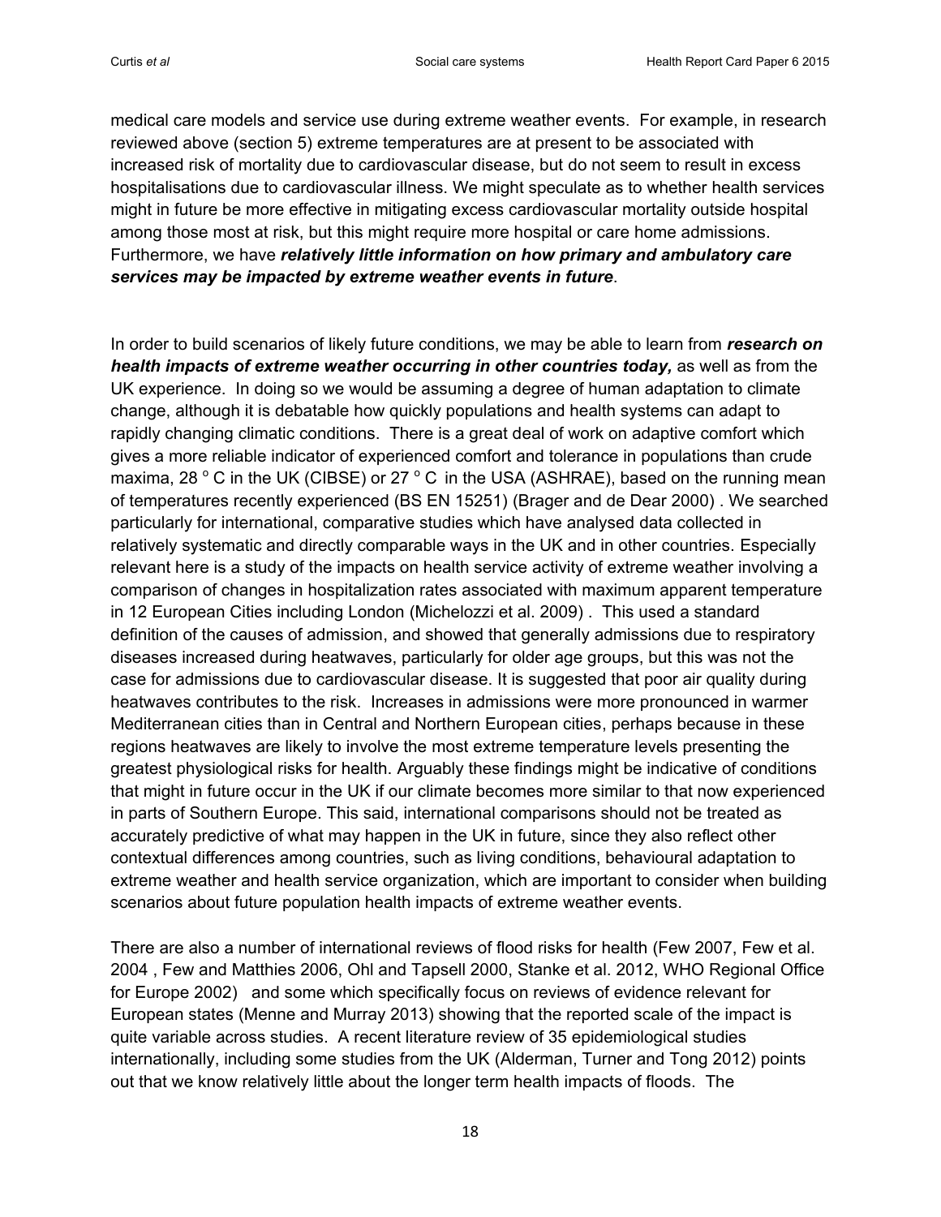medical care models and service use during extreme weather events. For example, in research reviewed above (section 5) extreme temperatures are at present to be associated with increased risk of mortality due to cardiovascular disease, but do not seem to result in excess hospitalisations due to cardiovascular illness. We might speculate as to whether health services might in future be more effective in mitigating excess cardiovascular mortality outside hospital among those most at risk, but this might require more hospital or care home admissions. Furthermore, we have ***relatively little information on how primary and ambulatory care services may be impacted by extreme weather events in future***.

In order to build scenarios of likely future conditions, we may be able to learn from ***research on health impacts of extreme weather occurring in other countries today,*** as well as from the UK experience. In doing so we would be assuming a degree of human adaptation to climate change, although it is debatable how quickly populations and health systems can adapt to rapidly changing climatic conditions. There is a great deal of work on adaptive comfort which gives a more reliable indicator of experienced comfort and tolerance in populations than crude maxima, 28 $^{o}$ C in the UK (CIBSE) or 27 $^{o}$ C in the USA (ASHRAE), based on the running mean of temperatures recently experienced (BS EN 15251) (Brager and de Dear 2000) . We searched particularly for international, comparative studies which have analysed data collected in relatively systematic and directly comparable ways in the UK and in other countries. Especially relevant here is a study of the impacts on health service activity of extreme weather involving a comparison of changes in hospitalization rates associated with maximum apparent temperature in 12 European Cities including London (Michelozzi et al. 2009) . This used a standard definition of the causes of admission, and showed that generally admissions due to respiratory diseases increased during heatwaves, particularly for older age groups, but this was not the case for admissions due to cardiovascular disease. It is suggested that poor air quality during heatwaves contributes to the risk. Increases in admissions were more pronounced in warmer Mediterranean cities than in Central and Northern European cities, perhaps because in these regions heatwaves are likely to involve the most extreme temperature levels presenting the greatest physiological risks for health. Arguably these findings might be indicative of conditions that might in future occur in the UK if our climate becomes more similar to that now experienced in parts of Southern Europe. This said, international comparisons should not be treated as accurately predictive of what may happen in the UK in future, since they also reflect other contextual differences among countries, such as living conditions, behavioural adaptation to extreme weather and health service organization, which are important to consider when building scenarios about future population health impacts of extreme weather events.

There are also a number of international reviews of flood risks for health (Few 2007, Few et al. 2004 , Few and Matthies 2006, Ohl and Tapsell 2000, Stanke et al. 2012, WHO Regional Office for Europe 2002) and some which specifically focus on reviews of evidence relevant for European states (Menne and Murray 2013) showing that the reported scale of the impact is quite variable across studies. A recent literature review of 35 epidemiological studies internationally, including some studies from the UK (Alderman, Turner and Tong 2012) points out that we know relatively little about the longer term health impacts of floods. The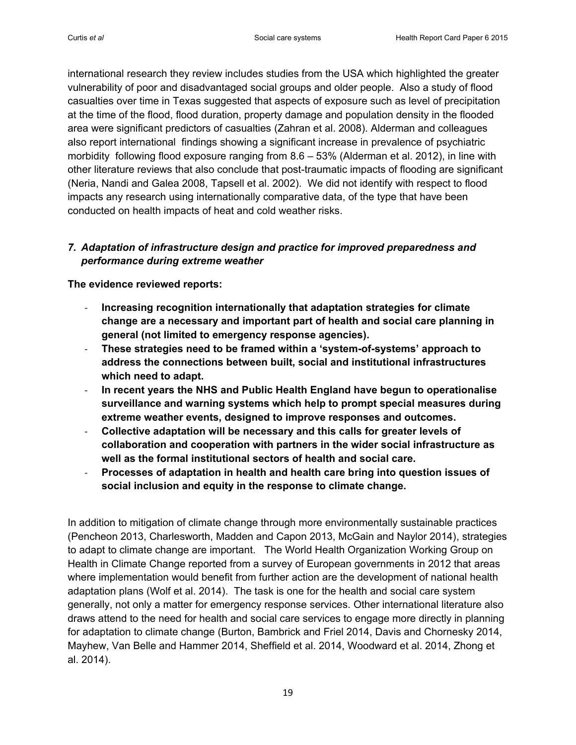international research they review includes studies from the USA which highlighted the greater vulnerability of poor and disadvantaged social groups and older people. Also a study of flood casualties over time in Texas suggested that aspects of exposure such as level of precipitation at the time of the flood, flood duration, property damage and population density in the flooded area were significant predictors of casualties (Zahran et al. 2008). Alderman and colleagues also report international findings showing a significant increase in prevalence of psychiatric morbidity following flood exposure ranging from 8.6 – 53% (Alderman et al. 2012), in line with other literature reviews that also conclude that post-traumatic impacts of flooding are significant (Neria, Nandi and Galea 2008, Tapsell et al. 2002). We did not identify with respect to flood impacts any research using internationally comparative data, of the type that have been conducted on health impacts of heat and cold weather risks.

### *7. Adaptation of infrastructure design and practice for improved preparedness and performance during extreme weather*

**The evidence reviewed reports:**

- **Increasing recognition internationally that adaptation strategies for climate change are a necessary and important part of health and social care planning in general (not limited to emergency response agencies).**
- **These strategies need to be framed within a 'system-of-systems' approach to address the connections between built, social and institutional infrastructures which need to adapt.**
- **In recent years the NHS and Public Health England have begun to operationalise surveillance and warning systems which help to prompt special measures during extreme weather events, designed to improve responses and outcomes.**
- **Collective adaptation will be necessary and this calls for greater levels of collaboration and cooperation with partners in the wider social infrastructure as well as the formal institutional sectors of health and social care.**
- **Processes of adaptation in health and health care bring into question issues of social inclusion and equity in the response to climate change.**

In addition to mitigation of climate change through more environmentally sustainable practices (Pencheon 2013, Charlesworth, Madden and Capon 2013, McGain and Naylor 2014), strategies to adapt to climate change are important. The World Health Organization Working Group on Health in Climate Change reported from a survey of European governments in 2012 that areas where implementation would benefit from further action are the development of national health adaptation plans (Wolf et al. 2014). The task is one for the health and social care system generally, not only a matter for emergency response services. Other international literature also draws attend to the need for health and social care services to engage more directly in planning for adaptation to climate change (Burton, Bambrick and Friel 2014, Davis and Chornesky 2014, Mayhew, Van Belle and Hammer 2014, Sheffield et al. 2014, Woodward et al. 2014, Zhong et al. 2014).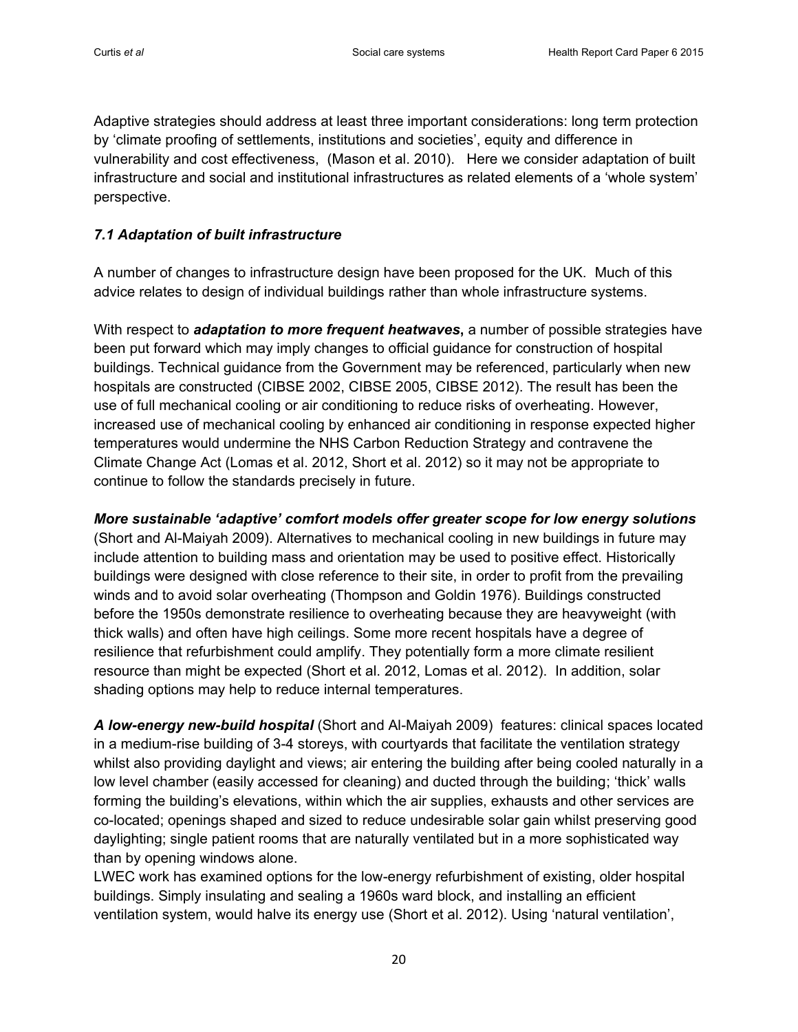Adaptive strategies should address at least three important considerations: long term protection by 'climate proofing of settlements, institutions and societies', equity and difference in vulnerability and cost effectiveness, (Mason et al. 2010). Here we consider adaptation of built infrastructure and social and institutional infrastructures as related elements of a 'whole system' perspective.

### *7.1 Adaptation of built infrastructure*

A number of changes to infrastructure design have been proposed for the UK. Much of this advice relates to design of individual buildings rather than whole infrastructure systems.

With respect to ***adaptation to more frequent heatwaves,*** a number of possible strategies have been put forward which may imply changes to official guidance for construction of hospital buildings. Technical guidance from the Government may be referenced, particularly when new hospitals are constructed (CIBSE 2002, CIBSE 2005, CIBSE 2012). The result has been the use of full mechanical cooling or air conditioning to reduce risks of overheating. However, increased use of mechanical cooling by enhanced air conditioning in response expected higher temperatures would undermine the NHS Carbon Reduction Strategy and contravene the Climate Change Act (Lomas et al. 2012, Short et al. 2012) so it may not be appropriate to continue to follow the standards precisely in future.

***More sustainable 'adaptive' comfort models offer greater scope for low energy solutions*** (Short and Al-Maiyah 2009). Alternatives to mechanical cooling in new buildings in future may include attention to building mass and orientation may be used to positive effect. Historically buildings were designed with close reference to their site, in order to profit from the prevailing winds and to avoid solar overheating (Thompson and Goldin 1976). Buildings constructed before the 1950s demonstrate resilience to overheating because they are heavyweight (with thick walls) and often have high ceilings. Some more recent hospitals have a degree of resilience that refurbishment could amplify. They potentially form a more climate resilient resource than might be expected (Short et al. 2012, Lomas et al. 2012). In addition, solar shading options may help to reduce internal temperatures.

***A low-energy new-build hospital*** (Short and Al-Maiyah 2009) features: clinical spaces located in a medium-rise building of 3-4 storeys, with courtyards that facilitate the ventilation strategy whilst also providing daylight and views; air entering the building after being cooled naturally in a low level chamber (easily accessed for cleaning) and ducted through the building; 'thick' walls forming the building's elevations, within which the air supplies, exhausts and other services are co-located; openings shaped and sized to reduce undesirable solar gain whilst preserving good daylighting; single patient rooms that are naturally ventilated but in a more sophisticated way than by opening windows alone.

LWEC work has examined options for the low-energy refurbishment of existing, older hospital buildings. Simply insulating and sealing a 1960s ward block, and installing an efficient ventilation system, would halve its energy use (Short et al. 2012). Using 'natural ventilation',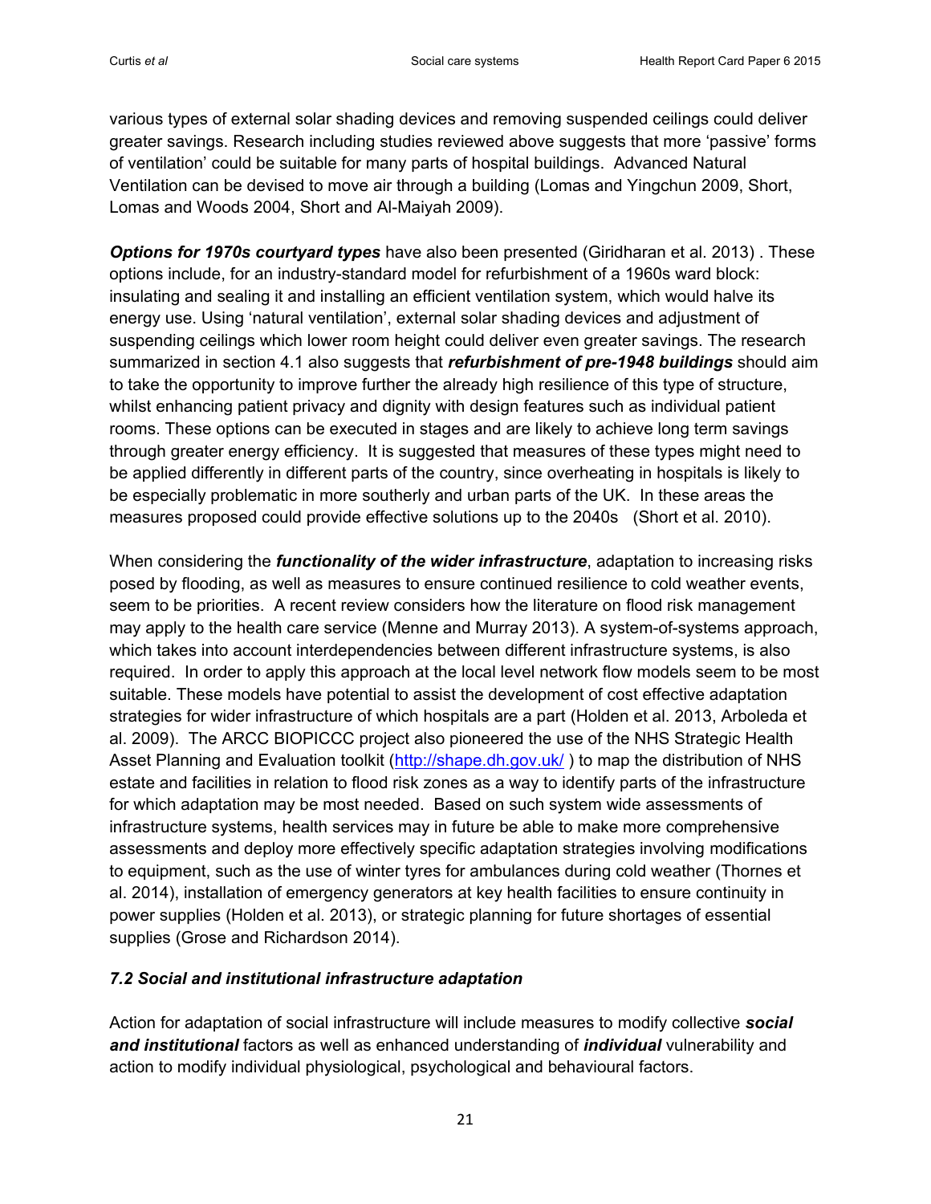various types of external solar shading devices and removing suspended ceilings could deliver greater savings. Research including studies reviewed above suggests that more 'passive' forms of ventilation' could be suitable for many parts of hospital buildings. Advanced Natural Ventilation can be devised to move air through a building (Lomas and Yingchun 2009, Short, Lomas and Woods 2004, Short and Al-Maiyah 2009).

***Options for 1970s courtyard types*** have also been presented (Giridharan et al. 2013) . These options include, for an industry-standard model for refurbishment of a 1960s ward block: insulating and sealing it and installing an efficient ventilation system, which would halve its energy use. Using 'natural ventilation', external solar shading devices and adjustment of suspending ceilings which lower room height could deliver even greater savings. The research summarized in section 4.1 also suggests that ***refurbishment of pre-1948 buildings*** should aim to take the opportunity to improve further the already high resilience of this type of structure, whilst enhancing patient privacy and dignity with design features such as individual patient rooms. These options can be executed in stages and are likely to achieve long term savings through greater energy efficiency. It is suggested that measures of these types might need to be applied differently in different parts of the country, since overheating in hospitals is likely to be especially problematic in more southerly and urban parts of the UK. In these areas the measures proposed could provide effective solutions up to the 2040s (Short et al. 2010).

When considering the ***functionality of the wider infrastructure***, adaptation to increasing risks posed by flooding, as well as measures to ensure continued resilience to cold weather events, seem to be priorities. A recent review considers how the literature on flood risk management may apply to the health care service (Menne and Murray 2013). A system-of-systems approach, which takes into account interdependencies between different infrastructure systems, is also required. In order to apply this approach at the local level network flow models seem to be most suitable. These models have potential to assist the development of cost effective adaptation strategies for wider infrastructure of which hospitals are a part (Holden et al. 2013, Arboleda et al. 2009). The ARCC BIOPICCC project also pioneered the use of the NHS Strategic Health Asset Planning and Evaluation toolkit (http://shape.dh.gov.uk/ ) to map the distribution of NHS estate and facilities in relation to flood risk zones as a way to identify parts of the infrastructure for which adaptation may be most needed. Based on such system wide assessments of infrastructure systems, health services may in future be able to make more comprehensive assessments and deploy more effectively specific adaptation strategies involving modifications to equipment, such as the use of winter tyres for ambulances during cold weather (Thornes et al. 2014), installation of emergency generators at key health facilities to ensure continuity in power supplies (Holden et al. 2013), or strategic planning for future shortages of essential supplies (Grose and Richardson 2014).

### *7.2 Social and institutional infrastructure adaptation*

Action for adaptation of social infrastructure will include measures to modify collective ***social and institutional*** factors as well as enhanced understanding of ***individual*** vulnerability and action to modify individual physiological, psychological and behavioural factors.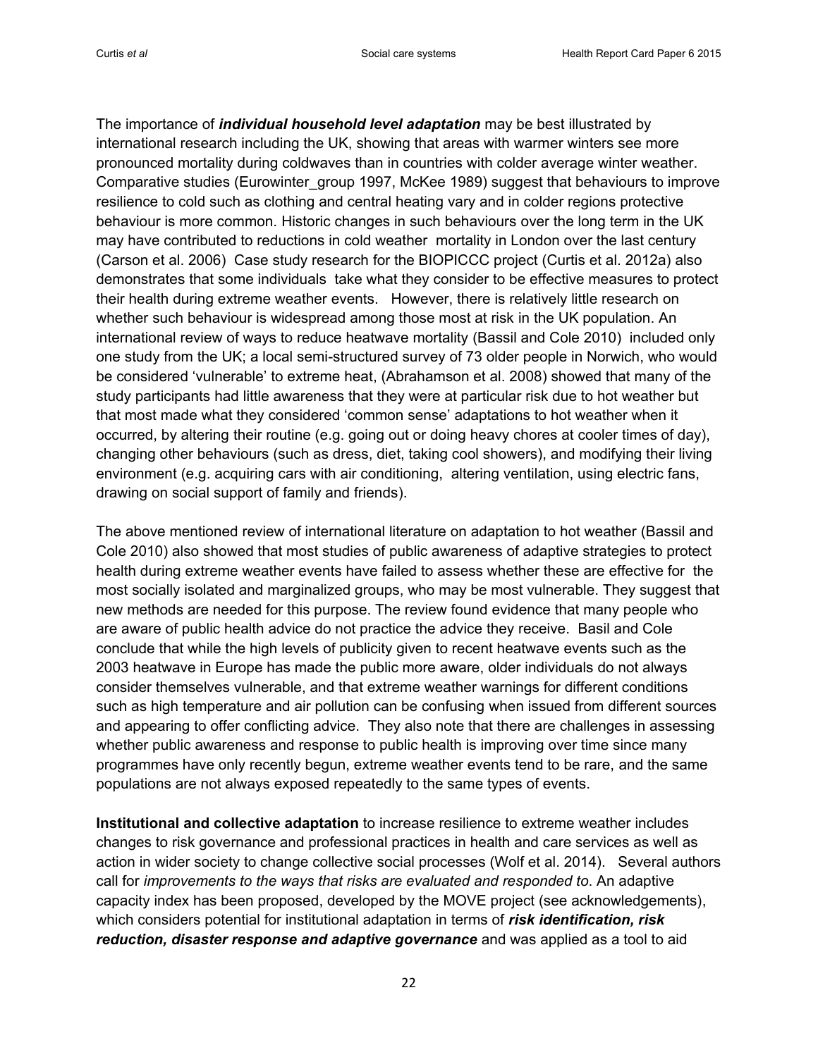The importance of ***individual household level adaptation*** may be best illustrated by international research including the UK, showing that areas with warmer winters see more pronounced mortality during coldwaves than in countries with colder average winter weather. Comparative studies (Eurowinter_group 1997, McKee 1989) suggest that behaviours to improve resilience to cold such as clothing and central heating vary and in colder regions protective behaviour is more common. Historic changes in such behaviours over the long term in the UK may have contributed to reductions in cold weather mortality in London over the last century (Carson et al. 2006) Case study research for the BIOPICCC project (Curtis et al. 2012a) also demonstrates that some individuals take what they consider to be effective measures to protect their health during extreme weather events. However, there is relatively little research on whether such behaviour is widespread among those most at risk in the UK population. An international review of ways to reduce heatwave mortality (Bassil and Cole 2010) included only one study from the UK; a local semi-structured survey of 73 older people in Norwich, who would be considered 'vulnerable' to extreme heat, (Abrahamson et al. 2008) showed that many of the study participants had little awareness that they were at particular risk due to hot weather but that most made what they considered 'common sense' adaptations to hot weather when it occurred, by altering their routine (e.g. going out or doing heavy chores at cooler times of day), changing other behaviours (such as dress, diet, taking cool showers), and modifying their living environment (e.g. acquiring cars with air conditioning, altering ventilation, using electric fans, drawing on social support of family and friends).

The above mentioned review of international literature on adaptation to hot weather (Bassil and Cole 2010) also showed that most studies of public awareness of adaptive strategies to protect health during extreme weather events have failed to assess whether these are effective for the most socially isolated and marginalized groups, who may be most vulnerable. They suggest that new methods are needed for this purpose. The review found evidence that many people who are aware of public health advice do not practice the advice they receive. Basil and Cole conclude that while the high levels of publicity given to recent heatwave events such as the 2003 heatwave in Europe has made the public more aware, older individuals do not always consider themselves vulnerable, and that extreme weather warnings for different conditions such as high temperature and air pollution can be confusing when issued from different sources and appearing to offer conflicting advice. They also note that there are challenges in assessing whether public awareness and response to public health is improving over time since many programmes have only recently begun, extreme weather events tend to be rare, and the same populations are not always exposed repeatedly to the same types of events.

**Institutional and collective adaptation** to increase resilience to extreme weather includes changes to risk governance and professional practices in health and care services as well as action in wider society to change collective social processes (Wolf et al. 2014). Several authors call for *improvements to the ways that risks are evaluated and responded to*. An adaptive capacity index has been proposed, developed by the MOVE project (see acknowledgements), which considers potential for institutional adaptation in terms of ***risk identification, risk reduction, disaster response and adaptive governance*** and was applied as a tool to aid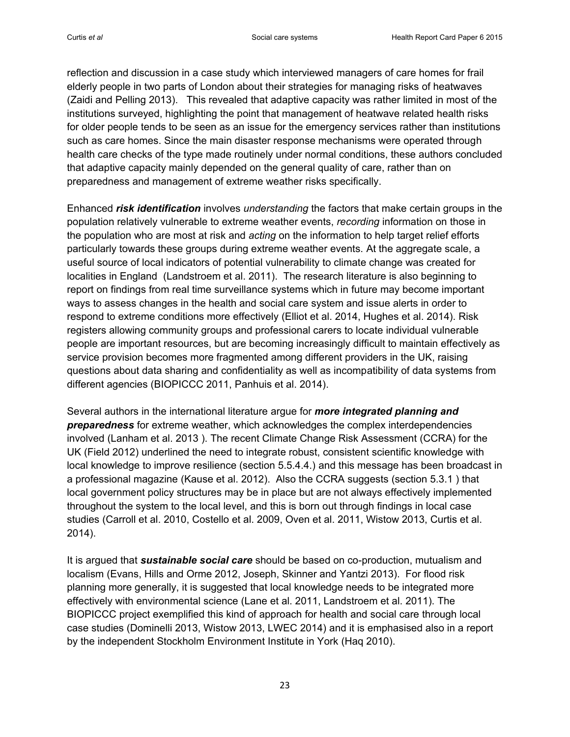reflection and discussion in a case study which interviewed managers of care homes for frail elderly people in two parts of London about their strategies for managing risks of heatwaves (Zaidi and Pelling 2013). This revealed that adaptive capacity was rather limited in most of the institutions surveyed, highlighting the point that management of heatwave related health risks for older people tends to be seen as an issue for the emergency services rather than institutions such as care homes. Since the main disaster response mechanisms were operated through health care checks of the type made routinely under normal conditions, these authors concluded that adaptive capacity mainly depended on the general quality of care, rather than on preparedness and management of extreme weather risks specifically.

Enhanced ***risk identification*** involves *understanding* the factors that make certain groups in the population relatively vulnerable to extreme weather events, *recording* information on those in the population who are most at risk and *acting* on the information to help target relief efforts particularly towards these groups during extreme weather events. At the aggregate scale, a useful source of local indicators of potential vulnerability to climate change was created for localities in England (Landstroem et al. 2011). The research literature is also beginning to report on findings from real time surveillance systems which in future may become important ways to assess changes in the health and social care system and issue alerts in order to respond to extreme conditions more effectively (Elliot et al. 2014, Hughes et al. 2014). Risk registers allowing community groups and professional carers to locate individual vulnerable people are important resources, but are becoming increasingly difficult to maintain effectively as service provision becomes more fragmented among different providers in the UK, raising questions about data sharing and confidentiality as well as incompatibility of data systems from different agencies (BIOPICCC 2011, Panhuis et al. 2014).

Several authors in the international literature argue for ***more integrated planning and preparedness*** for extreme weather, which acknowledges the complex interdependencies involved (Lanham et al. 2013 ). The recent Climate Change Risk Assessment (CCRA) for the UK (Field 2012) underlined the need to integrate robust, consistent scientific knowledge with local knowledge to improve resilience (section 5.5.4.4.) and this message has been broadcast in a professional magazine (Kause et al. 2012). Also the CCRA suggests (section 5.3.1 ) that local government policy structures may be in place but are not always effectively implemented throughout the system to the local level, and this is born out through findings in local case studies (Carroll et al. 2010, Costello et al. 2009, Oven et al. 2011, Wistow 2013, Curtis et al. 2014).

It is argued that ***sustainable social care*** should be based on co-production, mutualism and localism (Evans, Hills and Orme 2012, Joseph, Skinner and Yantzi 2013). For flood risk planning more generally, it is suggested that local knowledge needs to be integrated more effectively with environmental science (Lane et al. 2011, Landstroem et al. 2011). The BIOPICCC project exemplified this kind of approach for health and social care through local case studies (Dominelli 2013, Wistow 2013, LWEC 2014) and it is emphasised also in a report by the independent Stockholm Environment Institute in York (Haq 2010).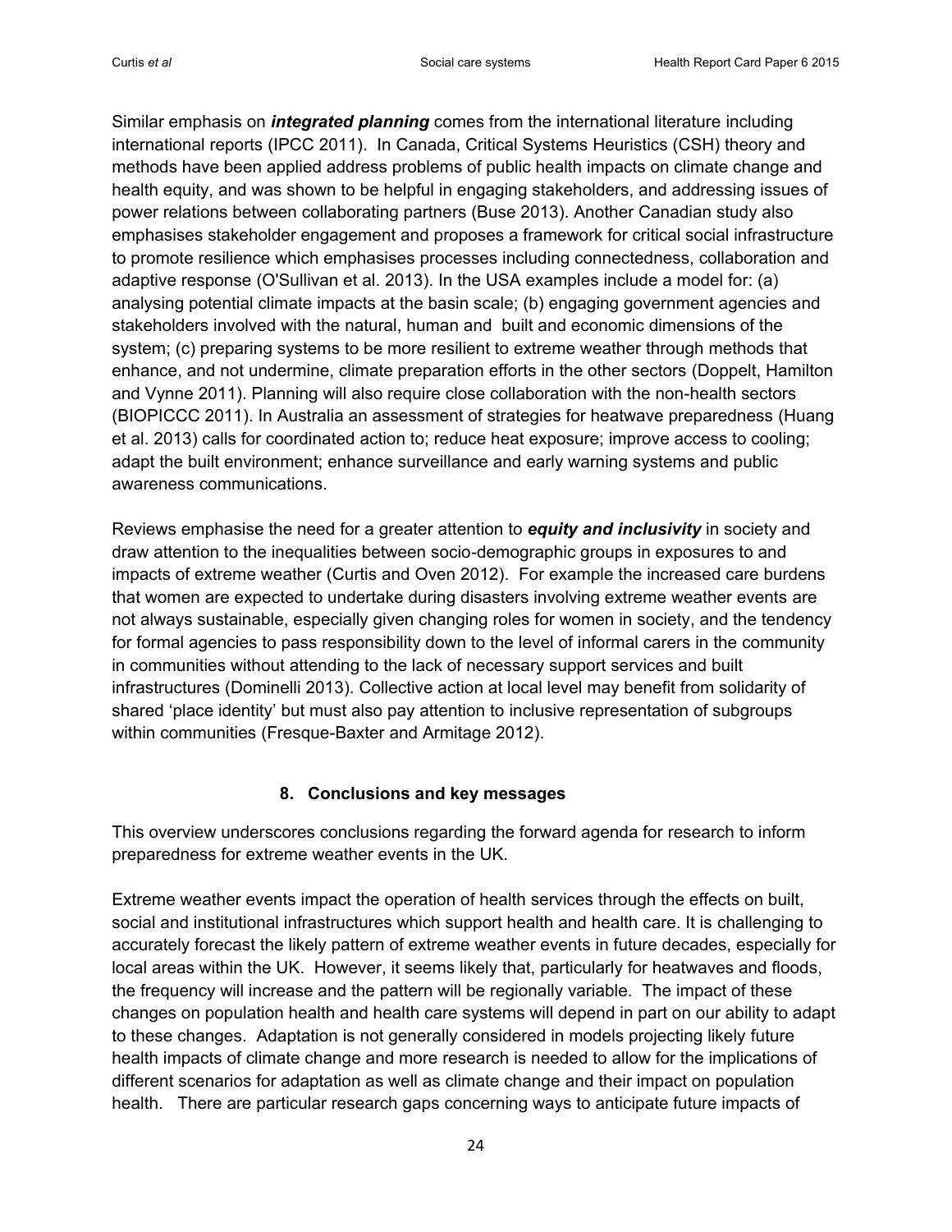Similar emphasis on ***integrated planning*** comes from the international literature including international reports (IPCC 2011). In Canada, Critical Systems Heuristics (CSH) theory and methods have been applied address problems of public health impacts on climate change and health equity, and was shown to be helpful in engaging stakeholders, and addressing issues of power relations between collaborating partners (Buse 2013). Another Canadian study also emphasises stakeholder engagement and proposes a framework for critical social infrastructure to promote resilience which emphasises processes including connectedness, collaboration and adaptive response (O'Sullivan et al. 2013). In the USA examples include a model for: (a) analysing potential climate impacts at the basin scale; (b) engaging government agencies and stakeholders involved with the natural, human and built and economic dimensions of the system; (c) preparing systems to be more resilient to extreme weather through methods that enhance, and not undermine, climate preparation efforts in the other sectors (Doppelt, Hamilton and Vynne 2011). Planning will also require close collaboration with the non-health sectors (BIOPICCC 2011). In Australia an assessment of strategies for heatwave preparedness (Huang et al. 2013) calls for coordinated action to; reduce heat exposure; improve access to cooling; adapt the built environment; enhance surveillance and early warning systems and public awareness communications.

Reviews emphasise the need for a greater attention to ***equity and inclusivity*** in society and draw attention to the inequalities between socio-demographic groups in exposures to and impacts of extreme weather (Curtis and Oven 2012). For example the increased care burdens that women are expected to undertake during disasters involving extreme weather events are not always sustainable, especially given changing roles for women in society, and the tendency for formal agencies to pass responsibility down to the level of informal carers in the community in communities without attending to the lack of necessary support services and built infrastructures (Dominelli 2013). Collective action at local level may benefit from solidarity of shared 'place identity' but must also pay attention to inclusive representation of subgroups within communities (Fresque-Baxter and Armitage 2012).

## 8. Conclusions and key messages

This overview underscores conclusions regarding the forward agenda for research to inform preparedness for extreme weather events in the UK.

Extreme weather events impact the operation of health services through the effects on built, social and institutional infrastructures which support health and health care. It is challenging to accurately forecast the likely pattern of extreme weather events in future decades, especially for local areas within the UK. However, it seems likely that, particularly for heatwaves and floods, the frequency will increase and the pattern will be regionally variable. The impact of these changes on population health and health care systems will depend in part on our ability to adapt to these changes. Adaptation is not generally considered in models projecting likely future health impacts of climate change and more research is needed to allow for the implications of different scenarios for adaptation as well as climate change and their impact on population health. There are particular research gaps concerning ways to anticipate future impacts of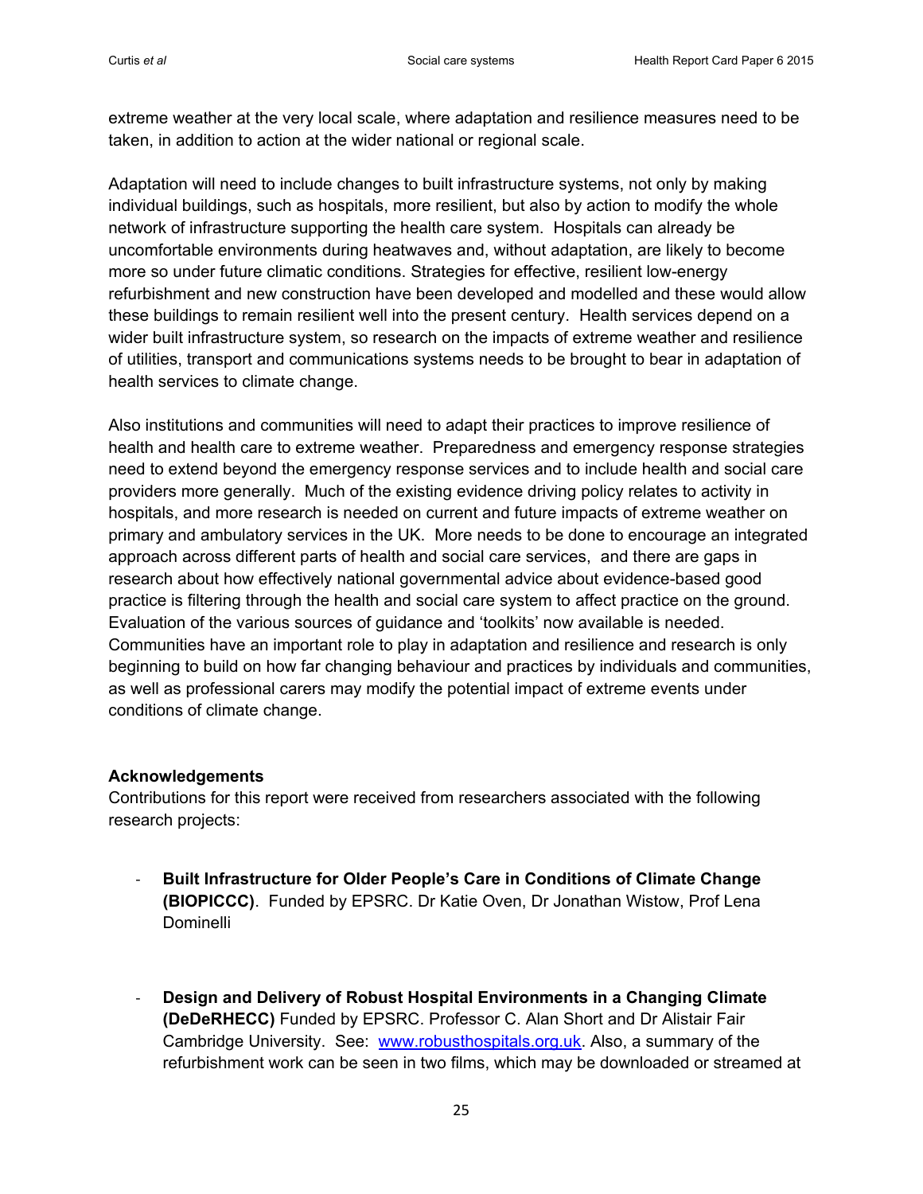extreme weather at the very local scale, where adaptation and resilience measures need to be taken, in addition to action at the wider national or regional scale.

Adaptation will need to include changes to built infrastructure systems, not only by making individual buildings, such as hospitals, more resilient, but also by action to modify the whole network of infrastructure supporting the health care system. Hospitals can already be uncomfortable environments during heatwaves and, without adaptation, are likely to become more so under future climatic conditions. Strategies for effective, resilient low-energy refurbishment and new construction have been developed and modelled and these would allow these buildings to remain resilient well into the present century. Health services depend on a wider built infrastructure system, so research on the impacts of extreme weather and resilience of utilities, transport and communications systems needs to be brought to bear in adaptation of health services to climate change.

Also institutions and communities will need to adapt their practices to improve resilience of health and health care to extreme weather. Preparedness and emergency response strategies need to extend beyond the emergency response services and to include health and social care providers more generally. Much of the existing evidence driving policy relates to activity in hospitals, and more research is needed on current and future impacts of extreme weather on primary and ambulatory services in the UK. More needs to be done to encourage an integrated approach across different parts of health and social care services, and there are gaps in research about how effectively national governmental advice about evidence-based good practice is filtering through the health and social care system to affect practice on the ground. Evaluation of the various sources of guidance and 'toolkits' now available is needed. Communities have an important role to play in adaptation and resilience and research is only beginning to build on how far changing behaviour and practices by individuals and communities, as well as professional carers may modify the potential impact of extreme events under conditions of climate change.

**Acknowledgements**

Contributions for this report were received from researchers associated with the following research projects:

- **Built Infrastructure for Older People's Care in Conditions of Climate Change (BIOPICCC)**. Funded by EPSRC. Dr Katie Oven, Dr Jonathan Wistow, Prof Lena Dominelli

- **Design and Delivery of Robust Hospital Environments in a Changing Climate (DeDeRHECC)** Funded by EPSRC. Professor C. Alan Short and Dr Alistair Fair Cambridge University. See: [www.robusthospitals.org.uk](http://www.robusthospitals.org.uk). Also, a summary of the refurbishment work can be seen in two films, which may be downloaded or streamed at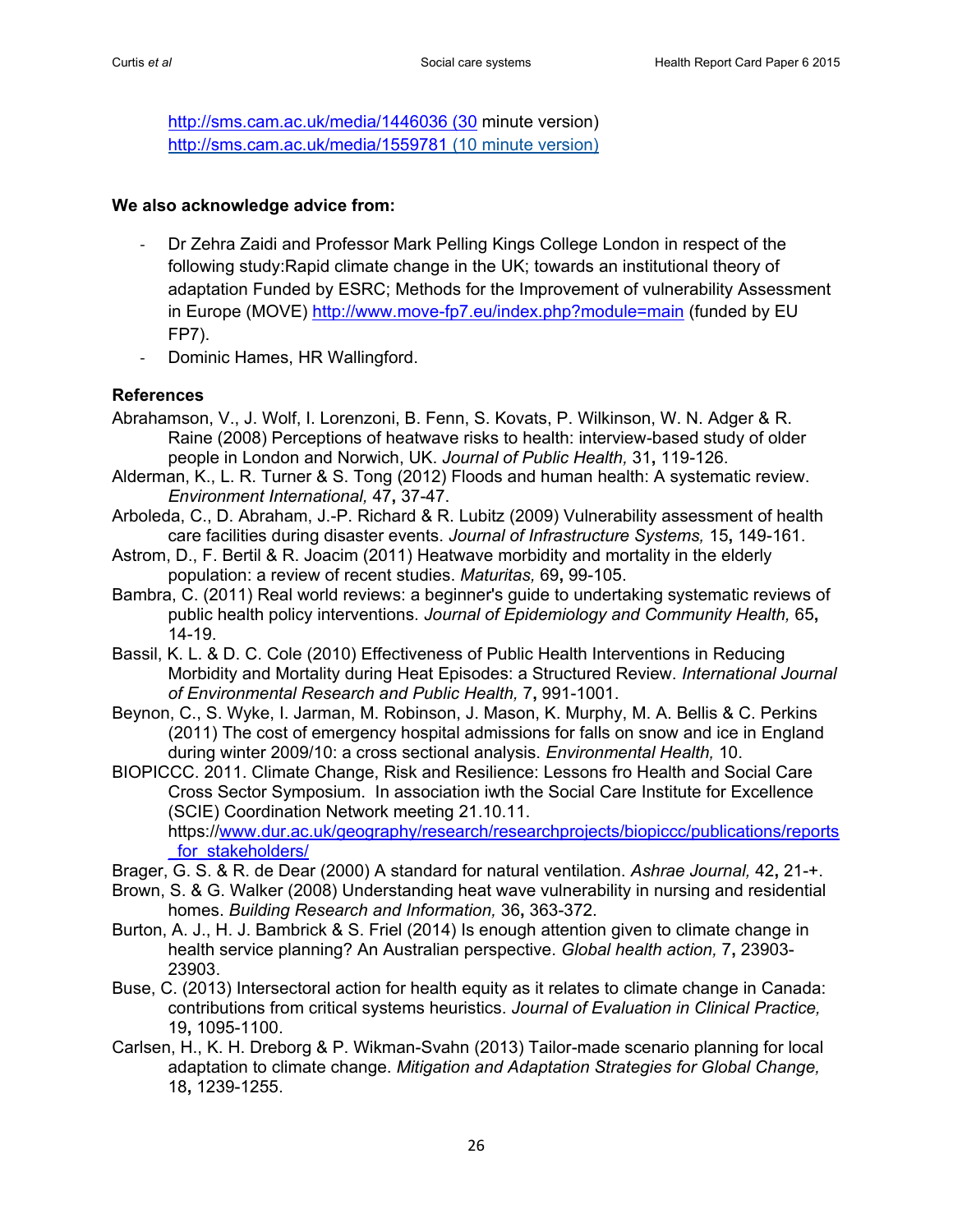http://sms.cam.ac.uk/media/1446036 (30 minute version)
http://sms.cam.ac.uk/media/1559781 (10 minute version)

**We also acknowledge advice from:**

- Dr Zehra Zaidi and Professor Mark Pelling Kings College London in respect of the following study:Rapid climate change in the UK; towards an institutional theory of adaptation Funded by ESRC; Methods for the Improvement of vulnerability Assessment in Europe (MOVE) http://www.move-fp7.eu/index.php?module=main (funded by EU FP7).
- Dominic Hames, HR Wallingford.

**References**

Abrahamson, V., J. Wolf, I. Lorenzoni, B. Fenn, S. Kovats, P. Wilkinson, W. N. Adger & R. Raine (2008) Perceptions of heatwave risks to health: interview-based study of older people in London and Norwich, UK. *Journal of Public Health,* 31**,** 119-126.

Alderman, K., L. R. Turner & S. Tong (2012) Floods and human health: A systematic review. *Environment International,* 47**,** 37-47.

Arboleda, C., D. Abraham, J.-P. Richard & R. Lubitz (2009) Vulnerability assessment of health care facilities during disaster events. *Journal of Infrastructure Systems,* 15**,** 149-161.

Astrom, D., F. Bertil & R. Joacim (2011) Heatwave morbidity and mortality in the elderly population: a review of recent studies. *Maturitas,* 69**,** 99-105.

Bambra, C. (2011) Real world reviews: a beginner's guide to undertaking systematic reviews of public health policy interventions. *Journal of Epidemiology and Community Health,* 65**,** 14-19.

Bassil, K. L. & D. C. Cole (2010) Effectiveness of Public Health Interventions in Reducing Morbidity and Mortality during Heat Episodes: a Structured Review. *International Journal of Environmental Research and Public Health,* 7**,** 991-1001.

Beynon, C., S. Wyke, I. Jarman, M. Robinson, J. Mason, K. Murphy, M. A. Bellis & C. Perkins (2011) The cost of emergency hospital admissions for falls on snow and ice in England during winter 2009/10: a cross sectional analysis. *Environmental Health,* 10.

BIOPICCC. 2011. Climate Change, Risk and Resilience: Lessons fro Health and Social Care Cross Sector Symposium. In association iwth the Social Care Institute for Excellence (SCIE) Coordination Network meeting 21.10.11. https://www.dur.ac.uk/geography/research/researchprojects/biopiccc/publications/reports_for_stakeholders/

Brager, G. S. & R. de Dear (2000) A standard for natural ventilation. *Ashrae Journal,* 42**,** 21-+.

Brown, S. & G. Walker (2008) Understanding heat wave vulnerability in nursing and residential homes. *Building Research and Information,* 36**,** 363-372.

Burton, A. J., H. J. Bambrick & S. Friel (2014) Is enough attention given to climate change in health service planning? An Australian perspective. *Global health action,* 7**,** 23903-23903.

Buse, C. (2013) Intersectoral action for health equity as it relates to climate change in Canada: contributions from critical systems heuristics. *Journal of Evaluation in Clinical Practice,* 19**,** 1095-1100.

Carlsen, H., K. H. Dreborg & P. Wikman-Svahn (2013) Tailor-made scenario planning for local adaptation to climate change. *Mitigation and Adaptation Strategies for Global Change,* 18**,** 1239-1255.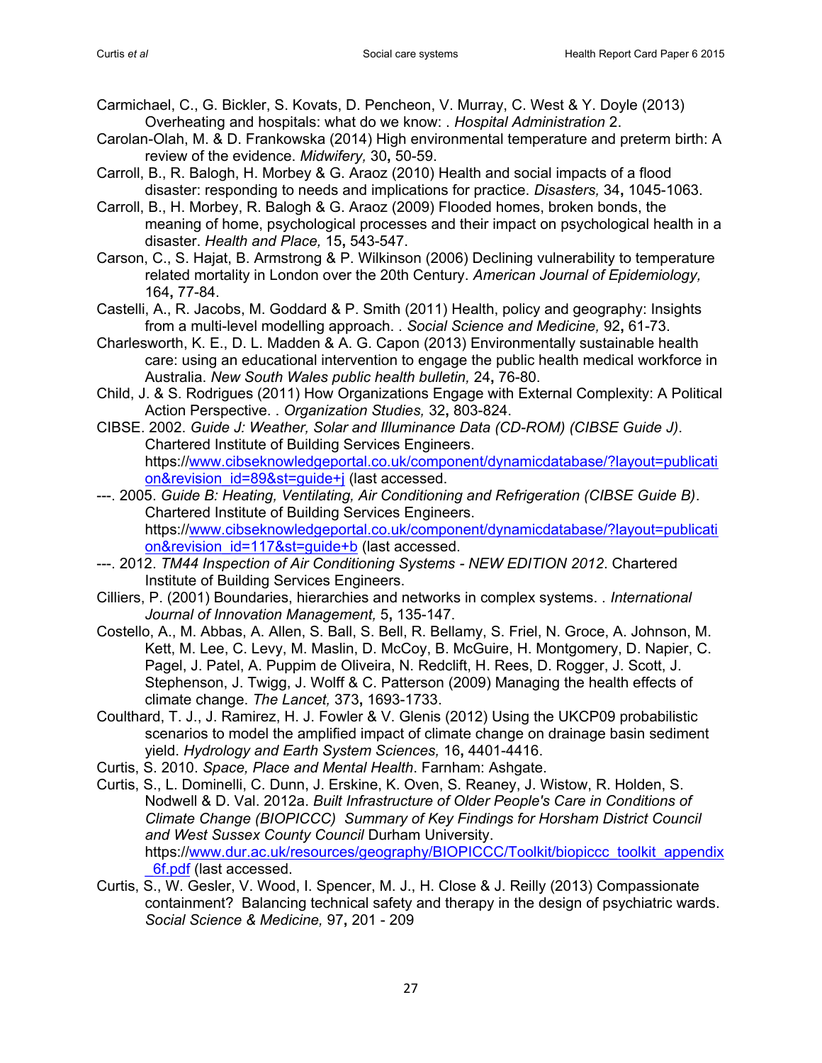Carmichael, C., G. Bickler, S. Kovats, D. Pencheon, V. Murray, C. West & Y. Doyle (2013) Overheating and hospitals: what do we know: . *Hospital Administration* 2.

Carolan-Olah, M. & D. Frankowska (2014) High environmental temperature and preterm birth: A review of the evidence. *Midwifery,* 30**,** 50-59.

Carroll, B., R. Balogh, H. Morbey & G. Araoz (2010) Health and social impacts of a flood disaster: responding to needs and implications for practice. *Disasters,* 34**,** 1045-1063.

Carroll, B., H. Morbey, R. Balogh & G. Araoz (2009) Flooded homes, broken bonds, the meaning of home, psychological processes and their impact on psychological health in a disaster. *Health and Place,* 15**,** 543-547.

Carson, C., S. Hajat, B. Armstrong & P. Wilkinson (2006) Declining vulnerability to temperature related mortality in London over the 20th Century. *American Journal of Epidemiology,* 164**,** 77-84.

Castelli, A., R. Jacobs, M. Goddard & P. Smith (2011) Health, policy and geography: Insights from a multi-level modelling approach. . *Social Science and Medicine,* 92**,** 61-73.

Charlesworth, K. E., D. L. Madden & A. G. Capon (2013) Environmentally sustainable health care: using an educational intervention to engage the public health medical workforce in Australia. *New South Wales public health bulletin,* 24**,** 76-80.

Child, J. & S. Rodrigues (2011) How Organizations Engage with External Complexity: A Political Action Perspective. . *Organization Studies,* 32**,** 803-824.

CIBSE. 2002. *Guide J: Weather, Solar and Illuminance Data (CD-ROM) (CIBSE Guide J)*. Chartered Institute of Building Services Engineers. https://www.cibseknowledgeportal.co.uk/component/dynamicdatabase/?layout=publication&revision_id=89&st=guide+j (last accessed.

---. 2005. *Guide B: Heating, Ventilating, Air Conditioning and Refrigeration (CIBSE Guide B)*. Chartered Institute of Building Services Engineers. https://www.cibseknowledgeportal.co.uk/component/dynamicdatabase/?layout=publication&revision_id=117&st=guide+b (last accessed.

---. 2012. *TM44 Inspection of Air Conditioning Systems - NEW EDITION 2012*. Chartered Institute of Building Services Engineers.

Cilliers, P. (2001) Boundaries, hierarchies and networks in complex systems. . *International Journal of Innovation Management,* 5**,** 135-147.

Costello, A., M. Abbas, A. Allen, S. Ball, S. Bell, R. Bellamy, S. Friel, N. Groce, A. Johnson, M. Kett, M. Lee, C. Levy, M. Maslin, D. McCoy, B. McGuire, H. Montgomery, D. Napier, C. Pagel, J. Patel, A. Puppim de Oliveira, N. Redclift, H. Rees, D. Rogger, J. Scott, J. Stephenson, J. Twigg, J. Wolff & C. Patterson (2009) Managing the health effects of climate change. *The Lancet,* 373**,** 1693-1733.

Coulthard, T. J., J. Ramirez, H. J. Fowler & V. Glenis (2012) Using the UKCP09 probabilistic scenarios to model the amplified impact of climate change on drainage basin sediment yield. *Hydrology and Earth System Sciences,* 16**,** 4401-4416.

Curtis, S. 2010. *Space, Place and Mental Health*. Farnham: Ashgate.

Curtis, S., L. Dominelli, C. Dunn, J. Erskine, K. Oven, S. Reaney, J. Wistow, R. Holden, S. Nodwell & D. Val. 2012a. *Built Infrastructure of Older People's Care in Conditions of Climate Change (BIOPICCC) Summary of Key Findings for Horsham District Council and West Sussex County Council* Durham University. https://www.dur.ac.uk/resources/geography/BIOPICCC/Toolkit/biopiccc_toolkit_appendix_6f.pdf (last accessed.

Curtis, S., W. Gesler, V. Wood, I. Spencer, M. J., H. Close & J. Reilly (2013) Compassionate containment? Balancing technical safety and therapy in the design of psychiatric wards. *Social Science & Medicine,* 97**,** 201 - 209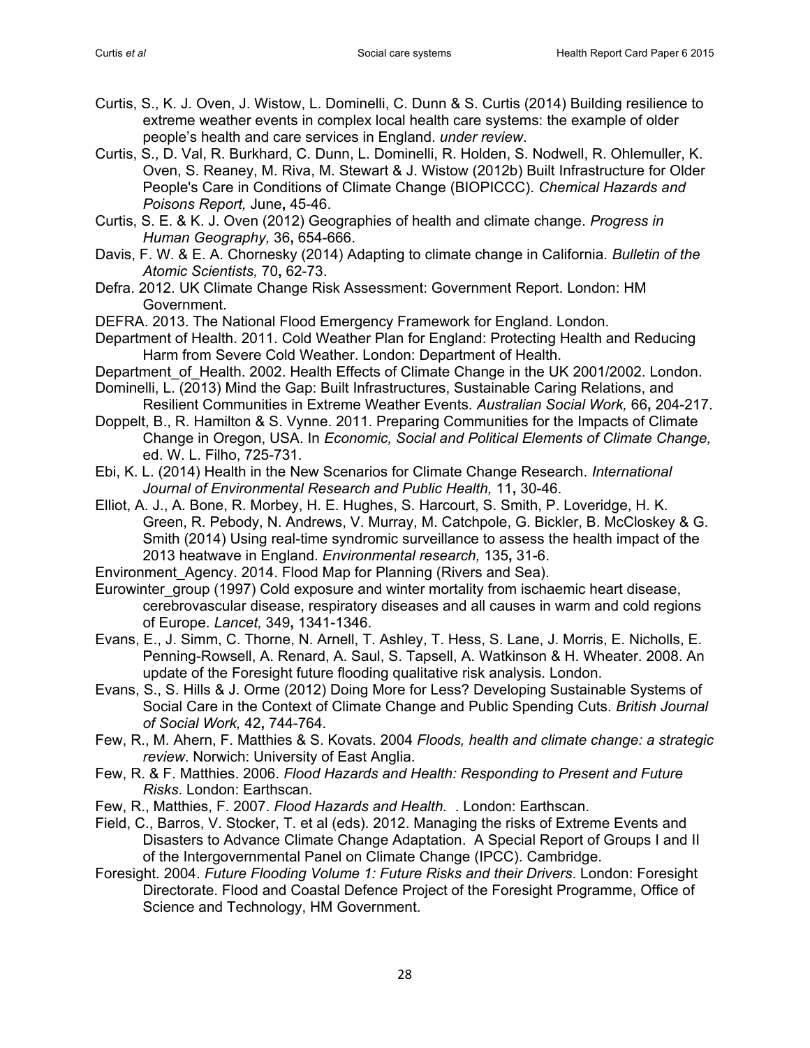Curtis, S., K. J. Oven, J. Wistow, L. Dominelli, C. Dunn & S. Curtis (2014) Building resilience to extreme weather events in complex local health care systems: the example of older people's health and care services in England. *under review*.

Curtis, S., D. Val, R. Burkhard, C. Dunn, L. Dominelli, R. Holden, S. Nodwell, R. Ohlemuller, K. Oven, S. Reaney, M. Riva, M. Stewart & J. Wistow (2012b) Built Infrastructure for Older People's Care in Conditions of Climate Change (BIOPICCC). *Chemical Hazards and Poisons Report,* June**,** 45-46.

Curtis, S. E. & K. J. Oven (2012) Geographies of health and climate change. *Progress in Human Geography,* 36**,** 654-666.

Davis, F. W. & E. A. Chornesky (2014) Adapting to climate change in California. *Bulletin of the Atomic Scientists,* 70**,** 62-73.

Defra. 2012. UK Climate Change Risk Assessment: Government Report. London: HM Government.

DEFRA. 2013. The National Flood Emergency Framework for England. London.

Department of Health. 2011. Cold Weather Plan for England: Protecting Health and Reducing Harm from Severe Cold Weather. London: Department of Health.

Department_of_Health. 2002. Health Effects of Climate Change in the UK 2001/2002. London.

Dominelli, L. (2013) Mind the Gap: Built Infrastructures, Sustainable Caring Relations, and Resilient Communities in Extreme Weather Events. *Australian Social Work,* 66**,** 204-217.

Doppelt, B., R. Hamilton & S. Vynne. 2011. Preparing Communities for the Impacts of Climate Change in Oregon, USA. In *Economic, Social and Political Elements of Climate Change,* ed. W. L. Filho, 725-731.

Ebi, K. L. (2014) Health in the New Scenarios for Climate Change Research. *International Journal of Environmental Research and Public Health,* 11**,** 30-46.

Elliot, A. J., A. Bone, R. Morbey, H. E. Hughes, S. Harcourt, S. Smith, P. Loveridge, H. K. Green, R. Pebody, N. Andrews, V. Murray, M. Catchpole, G. Bickler, B. McCloskey & G. Smith (2014) Using real-time syndromic surveillance to assess the health impact of the 2013 heatwave in England. *Environmental research,* 135**,** 31-6.

Environment_Agency. 2014. Flood Map for Planning (Rivers and Sea).

Eurowinter_group (1997) Cold exposure and winter mortality from ischaemic heart disease, cerebrovascular disease, respiratory diseases and all causes in warm and cold regions of Europe. *Lancet,* 349**,** 1341-1346.

Evans, E., J. Simm, C. Thorne, N. Arnell, T. Ashley, T. Hess, S. Lane, J. Morris, E. Nicholls, E. Penning-Rowsell, A. Renard, A. Saul, S. Tapsell, A. Watkinson & H. Wheater. 2008. An update of the Foresight future flooding qualitative risk analysis. London.

Evans, S., S. Hills & J. Orme (2012) Doing More for Less? Developing Sustainable Systems of Social Care in the Context of Climate Change and Public Spending Cuts. *British Journal of Social Work,* 42**,** 744-764.

Few, R., M. Ahern, F. Matthies & S. Kovats. 2004 *Floods, health and climate change: a strategic review*. Norwich: University of East Anglia.

Few, R. & F. Matthies. 2006. *Flood Hazards and Health: Responding to Present and Future Risks*. London: Earthscan.

Few, R., Matthies, F. 2007. *Flood Hazards and Health.* . London: Earthscan.

Field, C., Barros, V. Stocker, T. et al (eds). 2012. Managing the risks of Extreme Events and Disasters to Advance Climate Change Adaptation. A Special Report of Groups I and II of the Intergovernmental Panel on Climate Change (IPCC). Cambridge.

Foresight. 2004. *Future Flooding Volume 1: Future Risks and their Drivers*. London: Foresight Directorate. Flood and Coastal Defence Project of the Foresight Programme, Office of Science and Technology, HM Government.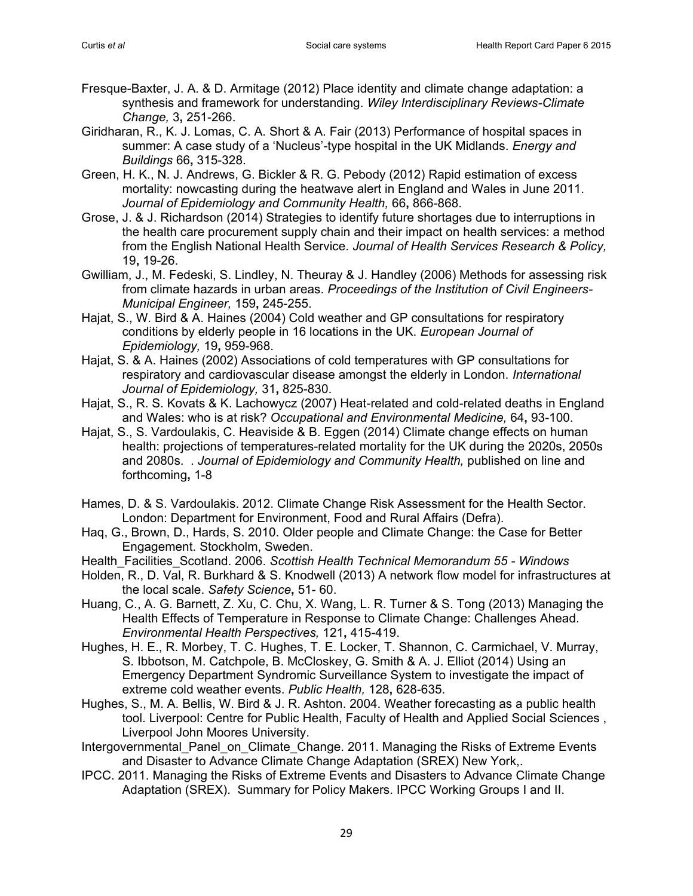Fresque-Baxter, J. A. & D. Armitage (2012) Place identity and climate change adaptation: a synthesis and framework for understanding. *Wiley Interdisciplinary Reviews-Climate Change,* 3**,** 251-266.

Giridharan, R., K. J. Lomas, C. A. Short & A. Fair (2013) Performance of hospital spaces in summer: A case study of a 'Nucleus'-type hospital in the UK Midlands. *Energy and Buildings* 66**,** 315-328.

Green, H. K., N. J. Andrews, G. Bickler & R. G. Pebody (2012) Rapid estimation of excess mortality: nowcasting during the heatwave alert in England and Wales in June 2011. *Journal of Epidemiology and Community Health,* 66**,** 866-868.

Grose, J. & J. Richardson (2014) Strategies to identify future shortages due to interruptions in the health care procurement supply chain and their impact on health services: a method from the English National Health Service. *Journal of Health Services Research & Policy,* 19**,** 19-26.

Gwilliam, J., M. Fedeski, S. Lindley, N. Theuray & J. Handley (2006) Methods for assessing risk from climate hazards in urban areas. *Proceedings of the Institution of Civil Engineers-Municipal Engineer,* 159**,** 245-255.

Hajat, S., W. Bird & A. Haines (2004) Cold weather and GP consultations for respiratory conditions by elderly people in 16 locations in the UK. *European Journal of Epidemiology,* 19**,** 959-968.

Hajat, S. & A. Haines (2002) Associations of cold temperatures with GP consultations for respiratory and cardiovascular disease amongst the elderly in London. *International Journal of Epidemiology,* 31**,** 825-830.

Hajat, S., R. S. Kovats & K. Lachowycz (2007) Heat-related and cold-related deaths in England and Wales: who is at risk? *Occupational and Environmental Medicine,* 64**,** 93-100.

Hajat, S., S. Vardoulakis, C. Heaviside & B. Eggen (2014) Climate change effects on human health: projections of temperatures-related mortality for the UK during the 2020s, 2050s and 2080s. . *Journal of Epidemiology and Community Health,* published on line and forthcoming**,** 1-8

Hames, D. & S. Vardoulakis. 2012. Climate Change Risk Assessment for the Health Sector. London: Department for Environment, Food and Rural Affairs (Defra).

Haq, G., Brown, D., Hards, S. 2010. Older people and Climate Change: the Case for Better Engagement. Stockholm, Sweden.

Health_Facilities_Scotland. 2006. *Scottish Health Technical Memorandum 55 - Windows*

Holden, R., D. Val, R. Burkhard & S. Knodwell (2013) A network flow model for infrastructures at the local scale. *Safety Science***,** 51- 60.

Huang, C., A. G. Barnett, Z. Xu, C. Chu, X. Wang, L. R. Turner & S. Tong (2013) Managing the Health Effects of Temperature in Response to Climate Change: Challenges Ahead. *Environmental Health Perspectives,* 121**,** 415-419.

Hughes, H. E., R. Morbey, T. C. Hughes, T. E. Locker, T. Shannon, C. Carmichael, V. Murray, S. Ibbotson, M. Catchpole, B. McCloskey, G. Smith & A. J. Elliot (2014) Using an Emergency Department Syndromic Surveillance System to investigate the impact of extreme cold weather events. *Public Health,* 128**,** 628-635.

Hughes, S., M. A. Bellis, W. Bird & J. R. Ashton. 2004. Weather forecasting as a public health tool. Liverpool: Centre for Public Health, Faculty of Health and Applied Social Sciences , Liverpool John Moores University.

Intergovernmental_Panel_on_Climate_Change. 2011. Managing the Risks of Extreme Events and Disaster to Advance Climate Change Adaptation (SREX) New York,.

IPCC. 2011. Managing the Risks of Extreme Events and Disasters to Advance Climate Change Adaptation (SREX). Summary for Policy Makers. IPCC Working Groups I and II.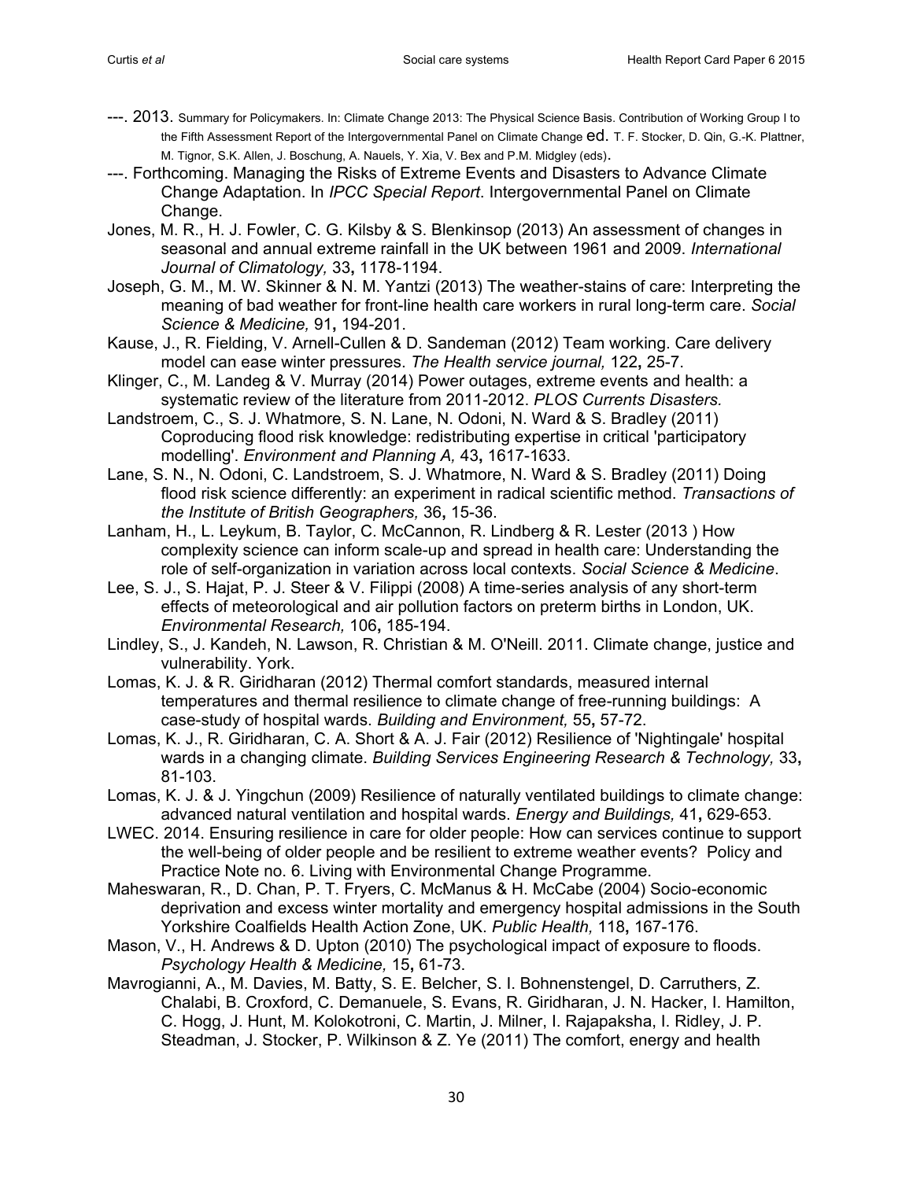---. 2013. Summary for Policymakers. In: Climate Change 2013: The Physical Science Basis. Contribution of Working Group I to the Fifth Assessment Report of the Intergovernmental Panel on Climate Change ed. T. F. Stocker, D. Qin, G.-K. Plattner, M. Tignor, S.K. Allen, J. Boschung, A. Nauels, Y. Xia, V. Bex and P.M. Midgley (eds).

---. Forthcoming. Managing the Risks of Extreme Events and Disasters to Advance Climate Change Adaptation. In *IPCC Special Report*. Intergovernmental Panel on Climate Change.

Jones, M. R., H. J. Fowler, C. G. Kilsby & S. Blenkinsop (2013) An assessment of changes in seasonal and annual extreme rainfall in the UK between 1961 and 2009. *International Journal of Climatology,* 33**,** 1178-1194.

Joseph, G. M., M. W. Skinner & N. M. Yantzi (2013) The weather-stains of care: Interpreting the meaning of bad weather for front-line health care workers in rural long-term care. *Social Science & Medicine,* 91**,** 194-201.

Kause, J., R. Fielding, V. Arnell-Cullen & D. Sandeman (2012) Team working. Care delivery model can ease winter pressures. *The Health service journal,* 122**,** 25-7.

Klinger, C., M. Landeg & V. Murray (2014) Power outages, extreme events and health: a systematic review of the literature from 2011-2012. *PLOS Currents Disasters.*

Landstroem, C., S. J. Whatmore, S. N. Lane, N. Odoni, N. Ward & S. Bradley (2011) Coproducing flood risk knowledge: redistributing expertise in critical 'participatory modelling'. *Environment and Planning A,* 43**,** 1617-1633.

Lane, S. N., N. Odoni, C. Landstroem, S. J. Whatmore, N. Ward & S. Bradley (2011) Doing flood risk science differently: an experiment in radical scientific method. *Transactions of the Institute of British Geographers,* 36**,** 15-36.

Lanham, H., L. Leykum, B. Taylor, C. McCannon, R. Lindberg & R. Lester (2013 ) How complexity science can inform scale-up and spread in health care: Understanding the role of self-organization in variation across local contexts. *Social Science & Medicine*.

Lee, S. J., S. Hajat, P. J. Steer & V. Filippi (2008) A time-series analysis of any short-term effects of meteorological and air pollution factors on preterm births in London, UK. *Environmental Research,* 106**,** 185-194.

Lindley, S., J. Kandeh, N. Lawson, R. Christian & M. O'Neill. 2011. Climate change, justice and vulnerability. York.

Lomas, K. J. & R. Giridharan (2012) Thermal comfort standards, measured internal temperatures and thermal resilience to climate change of free-running buildings: A case-study of hospital wards. *Building and Environment,* 55**,** 57-72.

Lomas, K. J., R. Giridharan, C. A. Short & A. J. Fair (2012) Resilience of 'Nightingale' hospital wards in a changing climate. *Building Services Engineering Research & Technology,* 33**,** 81-103.

Lomas, K. J. & J. Yingchun (2009) Resilience of naturally ventilated buildings to climate change: advanced natural ventilation and hospital wards. *Energy and Buildings,* 41**,** 629-653.

LWEC. 2014. Ensuring resilience in care for older people: How can services continue to support the well-being of older people and be resilient to extreme weather events? Policy and Practice Note no. 6. Living with Environmental Change Programme.

Maheswaran, R., D. Chan, P. T. Fryers, C. McManus & H. McCabe (2004) Socio-economic deprivation and excess winter mortality and emergency hospital admissions in the South Yorkshire Coalfields Health Action Zone, UK. *Public Health,* 118**,** 167-176.

Mason, V., H. Andrews & D. Upton (2010) The psychological impact of exposure to floods. *Psychology Health & Medicine,* 15**,** 61-73.

Mavrogianni, A., M. Davies, M. Batty, S. E. Belcher, S. I. Bohnenstengel, D. Carruthers, Z. Chalabi, B. Croxford, C. Demanuele, S. Evans, R. Giridharan, J. N. Hacker, I. Hamilton, C. Hogg, J. Hunt, M. Kolokotroni, C. Martin, J. Milner, I. Rajapaksha, I. Ridley, J. P. Steadman, J. Stocker, P. Wilkinson & Z. Ye (2011) The comfort, energy and health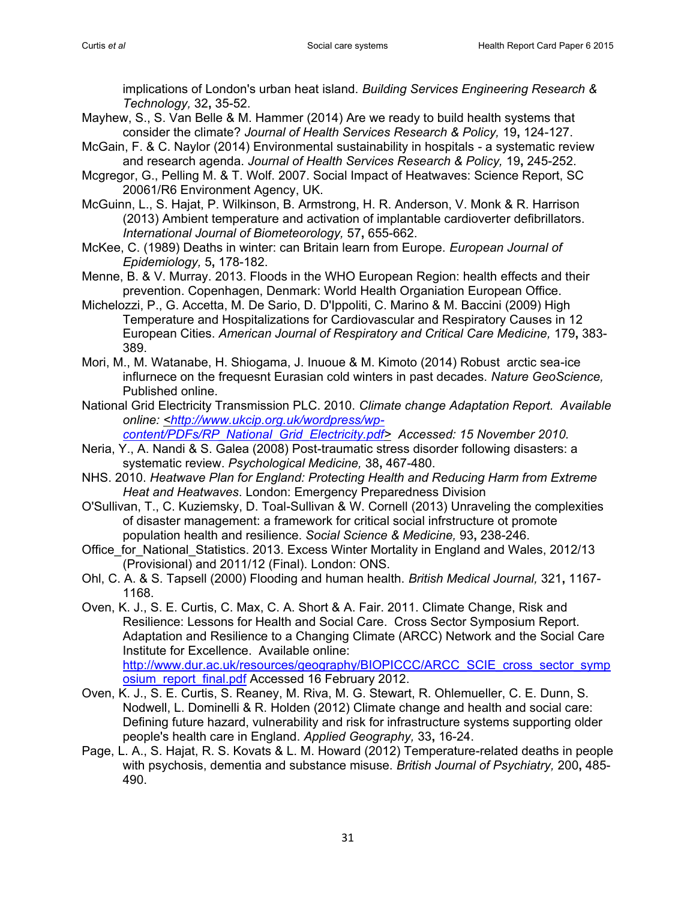implications of London's urban heat island. *Building Services Engineering Research & Technology,* 32**,** 35-52.

Mayhew, S., S. Van Belle & M. Hammer (2014) Are we ready to build health systems that consider the climate? *Journal of Health Services Research & Policy,* 19**,** 124-127.

McGain, F. & C. Naylor (2014) Environmental sustainability in hospitals - a systematic review and research agenda. *Journal of Health Services Research & Policy,* 19**,** 245-252.

Mcgregor, G., Pelling M. & T. Wolf. 2007. Social Impact of Heatwaves: Science Report, SC 20061/R6 Environment Agency, UK.

McGuinn, L., S. Hajat, P. Wilkinson, B. Armstrong, H. R. Anderson, V. Monk & R. Harrison (2013) Ambient temperature and activation of implantable cardioverter defibrillators. *International Journal of Biometeorology,* 57**,** 655-662.

McKee, C. (1989) Deaths in winter: can Britain learn from Europe. *European Journal of Epidemiology,* 5**,** 178-182.

Menne, B. & V. Murray. 2013. Floods in the WHO European Region: health effects and their prevention. Copenhagen, Denmark: World Health Organiation European Office.

Michelozzi, P., G. Accetta, M. De Sario, D. D'Ippoliti, C. Marino & M. Baccini (2009) High Temperature and Hospitalizations for Cardiovascular and Respiratory Causes in 12 European Cities. *American Journal of Respiratory and Critical Care Medicine,* 179**,** 383-389.

Mori, M., M. Watanabe, H. Shiogama, J. Inuoue & M. Kimoto (2014) Robust arctic sea-ice influrnece on the frequesnt Eurasian cold winters in past decades. *Nature GeoScience,* Published online.

National Grid Electricity Transmission PLC. 2010. *Climate change Adaptation Report. Available online: <http://www.ukcip.org.uk/wordpress/wp-content/PDFs/RP_National_Grid_Electricity.pdf> Accessed: 15 November 2010.*

Neria, Y., A. Nandi & S. Galea (2008) Post-traumatic stress disorder following disasters: a systematic review. *Psychological Medicine,* 38**,** 467-480.

NHS. 2010. *Heatwave Plan for England: Protecting Health and Reducing Harm from Extreme Heat and Heatwaves*. London: Emergency Preparedness Division

O'Sullivan, T., C. Kuziemsky, D. Toal-Sullivan & W. Cornell (2013) Unraveling the complexities of disaster management: a framework for critical social infrstructure ot promote population health and resilience. *Social Science & Medicine,* 93**,** 238-246.

Office_for_National_Statistics. 2013. Excess Winter Mortality in England and Wales, 2012/13 (Provisional) and 2011/12 (Final). London: ONS.

Ohl, C. A. & S. Tapsell (2000) Flooding and human health. *British Medical Journal,* 321**,** 1167-1168.

Oven, K. J., S. E. Curtis, C. Max, C. A. Short & A. Fair. 2011. Climate Change, Risk and Resilience: Lessons for Health and Social Care. Cross Sector Symposium Report. Adaptation and Resilience to a Changing Climate (ARCC) Network and the Social Care Institute for Excellence. Available online: http://www.dur.ac.uk/resources/geography/BIOPICCC/ARCC_SCIE_cross_sector_symposium_report_final.pdf Accessed 16 February 2012.

Oven, K. J., S. E. Curtis, S. Reaney, M. Riva, M. G. Stewart, R. Ohlemueller, C. E. Dunn, S. Nodwell, L. Dominelli & R. Holden (2012) Climate change and health and social care: Defining future hazard, vulnerability and risk for infrastructure systems supporting older people's health care in England. *Applied Geography,* 33**,** 16-24.

Page, L. A., S. Hajat, R. S. Kovats & L. M. Howard (2012) Temperature-related deaths in people with psychosis, dementia and substance misuse. *British Journal of Psychiatry,* 200**,** 485-490.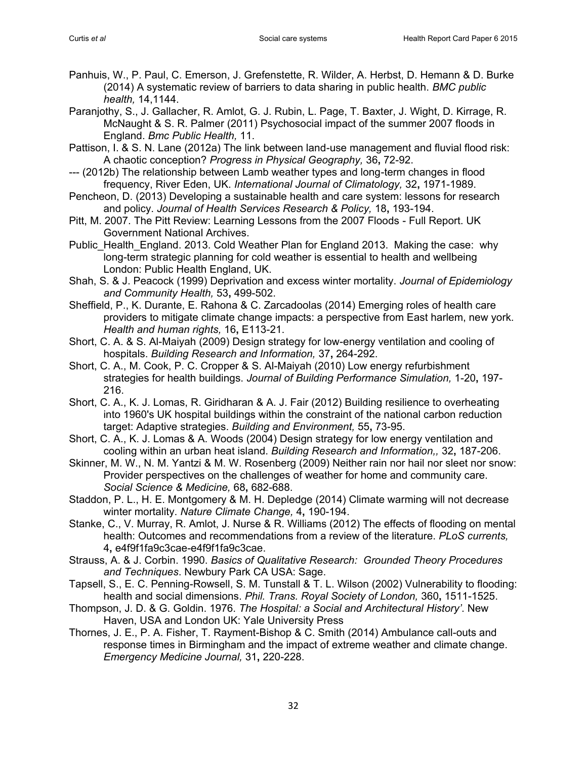Panhuis, W., P. Paul, C. Emerson, J. Grefenstette, R. Wilder, A. Herbst, D. Hemann & D. Burke (2014) A systematic review of barriers to data sharing in public health. *BMC public health,* 14,1144.

Paranjothy, S., J. Gallacher, R. Amlot, G. J. Rubin, L. Page, T. Baxter, J. Wight, D. Kirrage, R. McNaught & S. R. Palmer (2011) Psychosocial impact of the summer 2007 floods in England. *Bmc Public Health,* 11.

Pattison, I. & S. N. Lane (2012a) The link between land-use management and fluvial flood risk: A chaotic conception? *Progress in Physical Geography,* 36**,** 72-92.

--- (2012b) The relationship between Lamb weather types and long-term changes in flood frequency, River Eden, UK. *International Journal of Climatology,* 32**,** 1971-1989.

Pencheon, D. (2013) Developing a sustainable health and care system: lessons for research and policy. *Journal of Health Services Research & Policy,* 18**,** 193-194.

Pitt, M. 2007. The Pitt Review: Learning Lessons from the 2007 Floods - Full Report. UK Government National Archives.

Public_Health_England. 2013. Cold Weather Plan for England 2013. Making the case: why long-term strategic planning for cold weather is essential to health and wellbeing London: Public Health England, UK.

Shah, S. & J. Peacock (1999) Deprivation and excess winter mortality. *Journal of Epidemiology and Community Health,* 53**,** 499-502.

Sheffield, P., K. Durante, E. Rahona & C. Zarcadoolas (2014) Emerging roles of health care providers to mitigate climate change impacts: a perspective from East harlem, new york. *Health and human rights,* 16**,** E113-21.

Short, C. A. & S. Al-Maiyah (2009) Design strategy for low-energy ventilation and cooling of hospitals. *Building Research and Information,* 37**,** 264-292.

Short, C. A., M. Cook, P. C. Cropper & S. Al-Maiyah (2010) Low energy refurbishment strategies for health buildings. *Journal of Building Performance Simulation,* 1-20**,** 197-216.

Short, C. A., K. J. Lomas, R. Giridharan & A. J. Fair (2012) Building resilience to overheating into 1960's UK hospital buildings within the constraint of the national carbon reduction target: Adaptive strategies. *Building and Environment,* 55**,** 73-95.

Short, C. A., K. J. Lomas & A. Woods (2004) Design strategy for low energy ventilation and cooling within an urban heat island. *Building Research and Information,,* 32**,** 187-206.

Skinner, M. W., N. M. Yantzi & M. W. Rosenberg (2009) Neither rain nor hail nor sleet nor snow: Provider perspectives on the challenges of weather for home and community care. *Social Science & Medicine,* 68**,** 682-688.

Staddon, P. L., H. E. Montgomery & M. H. Depledge (2014) Climate warming will not decrease winter mortality. *Nature Climate Change,* 4**,** 190-194.

Stanke, C., V. Murray, R. Amlot, J. Nurse & R. Williams (2012) The effects of flooding on mental health: Outcomes and recommendations from a review of the literature. *PLoS currents,* 4**,** e4f9f1fa9c3cae-e4f9f1fa9c3cae.

Strauss, A. & J. Corbin. 1990. *Basics of Qualitative Research: Grounded Theory Procedures and Techniques*. Newbury Park CA USA: Sage.

Tapsell, S., E. C. Penning-Rowsell, S. M. Tunstall & T. L. Wilson (2002) Vulnerability to flooding: health and social dimensions. *Phil. Trans. Royal Society of London,* 360**,** 1511-1525.

Thompson, J. D. & G. Goldin. 1976. *The Hospital: a Social and Architectural History'*. New Haven, USA and London UK: Yale University Press

Thornes, J. E., P. A. Fisher, T. Rayment-Bishop & C. Smith (2014) Ambulance call-outs and response times in Birmingham and the impact of extreme weather and climate change. *Emergency Medicine Journal,* 31**,** 220-228.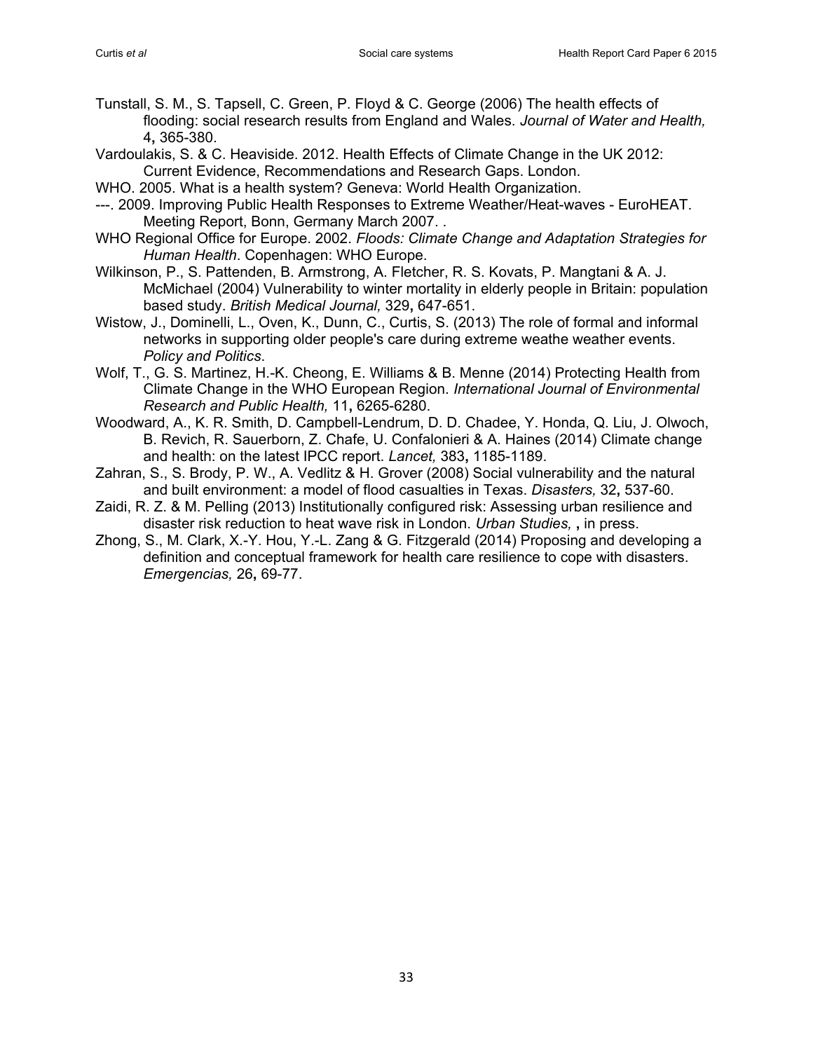Tunstall, S. M., S. Tapsell, C. Green, P. Floyd & C. George (2006) The health effects of flooding: social research results from England and Wales. *Journal of Water and Health,* 4**,** 365-380.

Vardoulakis, S. & C. Heaviside. 2012. Health Effects of Climate Change in the UK 2012: Current Evidence, Recommendations and Research Gaps. London.

WHO. 2005. What is a health system? Geneva: World Health Organization.

---. 2009. Improving Public Health Responses to Extreme Weather/Heat-waves - EuroHEAT. Meeting Report, Bonn, Germany March 2007. .

WHO Regional Office for Europe. 2002. *Floods: Climate Change and Adaptation Strategies for Human Health*. Copenhagen: WHO Europe.

Wilkinson, P., S. Pattenden, B. Armstrong, A. Fletcher, R. S. Kovats, P. Mangtani & A. J. McMichael (2004) Vulnerability to winter mortality in elderly people in Britain: population based study. *British Medical Journal,* 329**,** 647-651.

Wistow, J., Dominelli, L., Oven, K., Dunn, C., Curtis, S. (2013) The role of formal and informal networks in supporting older people's care during extreme weathe weather events. *Policy and Politics*.

Wolf, T., G. S. Martinez, H.-K. Cheong, E. Williams & B. Menne (2014) Protecting Health from Climate Change in the WHO European Region. *International Journal of Environmental Research and Public Health,* 11**,** 6265-6280.

Woodward, A., K. R. Smith, D. Campbell-Lendrum, D. D. Chadee, Y. Honda, Q. Liu, J. Olwoch, B. Revich, R. Sauerborn, Z. Chafe, U. Confalonieri & A. Haines (2014) Climate change and health: on the latest IPCC report. *Lancet,* 383**,** 1185-1189.

Zahran, S., S. Brody, P. W., A. Vedlitz & H. Grover (2008) Social vulnerability and the natural and built environment: a model of flood casualties in Texas. *Disasters,* 32**,** 537-60.

Zaidi, R. Z. & M. Pelling (2013) Institutionally configured risk: Assessing urban resilience and disaster risk reduction to heat wave risk in London. *Urban Studies,* **,** in press.

Zhong, S., M. Clark, X.-Y. Hou, Y.-L. Zang & G. Fitzgerald (2014) Proposing and developing a definition and conceptual framework for health care resilience to cope with disasters. *Emergencias,* 26**,** 69-77.